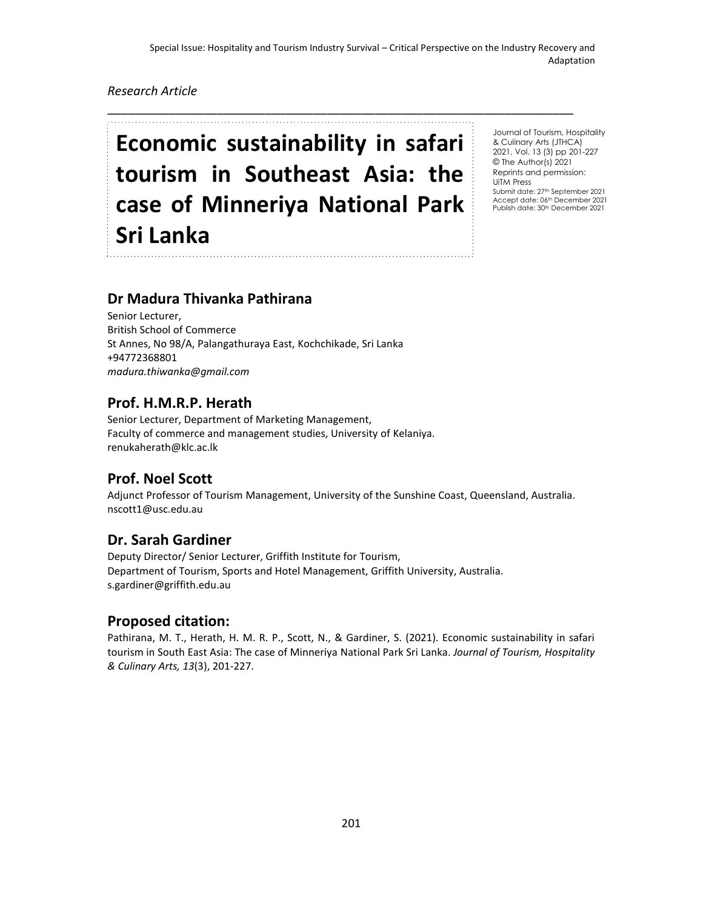Special Issue: Hospitality and Tourism Industry Survival – Critical Perspective on the Industry Recovery and Adaptation

*Research Article*

# Economic sustainability in safari tourism in Southeast Asia: the case of Minneriya National Park Sri Lanka

Journal of Tourism, Hospitality & Culinary Arts (JTHCA)
2021, Vol. 13 (3) pp 201-227
© The Author(s) 2021
Reprints and permission: UiTM Press
Submit date: 27th September 2021
Accept date: 06th December 2021
Publish date: 30th December 2021

## Dr Madura Thivanka Pathirana

Senior Lecturer,
British School of Commerce
St Annes, No 98/A, Palangathuraya East, Kochchikade, Sri Lanka
+94772368801
*madura.thiwanka@gmail.com*

## Prof. H.M.R.P. Herath

Senior Lecturer, Department of Marketing Management,
Faculty of commerce and management studies, University of Kelaniya.
renukaherath@klc.ac.lk

## Prof. Noel Scott

Adjunct Professor of Tourism Management, University of the Sunshine Coast, Queensland, Australia.
nscott1@usc.edu.au

## Dr. Sarah Gardiner

Deputy Director/ Senior Lecturer, Griffith Institute for Tourism,
Department of Tourism, Sports and Hotel Management, Griffith University, Australia.
s.gardiner@griffith.edu.au

## Proposed citation:

Pathirana, M. T., Herath, H. M. R. P., Scott, N., & Gardiner, S. (2021). Economic sustainability in safari tourism in South East Asia: The case of Minneriya National Park Sri Lanka. *Journal of Tourism, Hospitality & Culinary Arts, 13*(3), 201-227.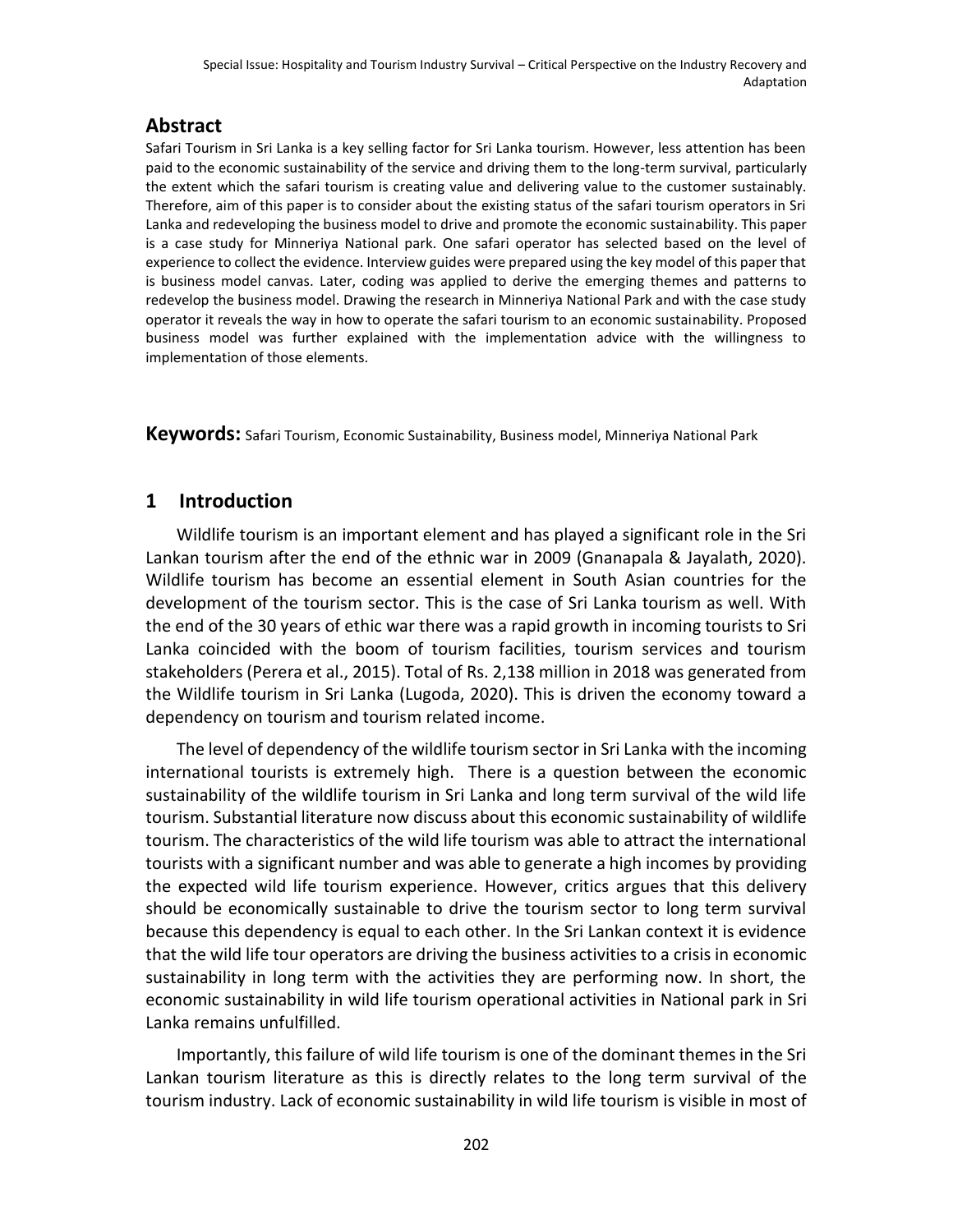## Abstract

Safari Tourism in Sri Lanka is a key selling factor for Sri Lanka tourism. However, less attention has been paid to the economic sustainability of the service and driving them to the long-term survival, particularly the extent which the safari tourism is creating value and delivering value to the customer sustainably. Therefore, aim of this paper is to consider about the existing status of the safari tourism operators in Sri Lanka and redeveloping the business model to drive and promote the economic sustainability. This paper is a case study for Minneriya National park. One safari operator has selected based on the level of experience to collect the evidence. Interview guides were prepared using the key model of this paper that is business model canvas. Later, coding was applied to derive the emerging themes and patterns to redevelop the business model. Drawing the research in Minneriya National Park and with the case study operator it reveals the way in how to operate the safari tourism to an economic sustainability. Proposed business model was further explained with the implementation advice with the willingness to implementation of those elements.

**Keywords:** Safari Tourism, Economic Sustainability, Business model, Minneriya National Park

## 1 Introduction

Wildlife tourism is an important element and has played a significant role in the Sri Lankan tourism after the end of the ethnic war in 2009 (Gnanapala & Jayalath, 2020). Wildlife tourism has become an essential element in South Asian countries for the development of the tourism sector. This is the case of Sri Lanka tourism as well. With the end of the 30 years of ethic war there was a rapid growth in incoming tourists to Sri Lanka coincided with the boom of tourism facilities, tourism services and tourism stakeholders (Perera et al., 2015). Total of Rs. 2,138 million in 2018 was generated from the Wildlife tourism in Sri Lanka (Lugoda, 2020). This is driven the economy toward a dependency on tourism and tourism related income.

The level of dependency of the wildlife tourism sector in Sri Lanka with the incoming international tourists is extremely high. There is a question between the economic sustainability of the wildlife tourism in Sri Lanka and long term survival of the wild life tourism. Substantial literature now discuss about this economic sustainability of wildlife tourism. The characteristics of the wild life tourism was able to attract the international tourists with a significant number and was able to generate a high incomes by providing the expected wild life tourism experience. However, critics argues that this delivery should be economically sustainable to drive the tourism sector to long term survival because this dependency is equal to each other. In the Sri Lankan context it is evidence that the wild life tour operators are driving the business activities to a crisis in economic sustainability in long term with the activities they are performing now. In short, the economic sustainability in wild life tourism operational activities in National park in Sri Lanka remains unfulfilled.

Importantly, this failure of wild life tourism is one of the dominant themes in the Sri Lankan tourism literature as this is directly relates to the long term survival of the tourism industry. Lack of economic sustainability in wild life tourism is visible in most of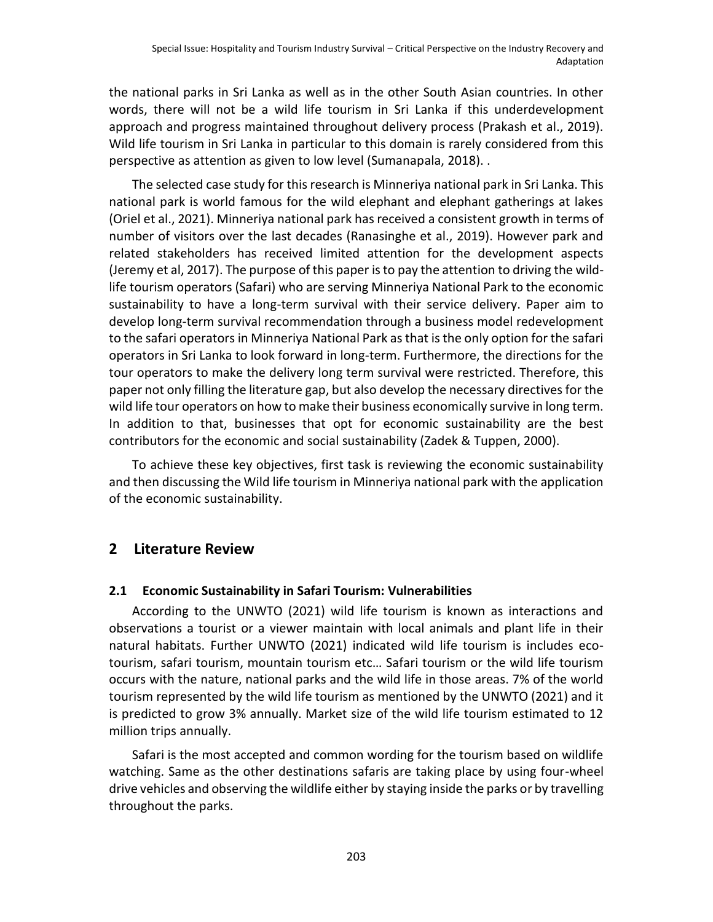the national parks in Sri Lanka as well as in the other South Asian countries. In other words, there will not be a wild life tourism in Sri Lanka if this underdevelopment approach and progress maintained throughout delivery process (Prakash et al., 2019). Wild life tourism in Sri Lanka in particular to this domain is rarely considered from this perspective as attention as given to low level (Sumanapala, 2018). .

The selected case study for this research is Minneriya national park in Sri Lanka. This national park is world famous for the wild elephant and elephant gatherings at lakes (Oriel et al., 2021). Minneriya national park has received a consistent growth in terms of number of visitors over the last decades (Ranasinghe et al., 2019). However park and related stakeholders has received limited attention for the development aspects (Jeremy et al, 2017). The purpose of this paper is to pay the attention to driving the wild-life tourism operators (Safari) who are serving Minneriya National Park to the economic sustainability to have a long-term survival with their service delivery. Paper aim to develop long-term survival recommendation through a business model redevelopment to the safari operators in Minneriya National Park as that is the only option for the safari operators in Sri Lanka to look forward in long-term. Furthermore, the directions for the tour operators to make the delivery long term survival were restricted. Therefore, this paper not only filling the literature gap, but also develop the necessary directives for the wild life tour operators on how to make their business economically survive in long term. In addition to that, businesses that opt for economic sustainability are the best contributors for the economic and social sustainability (Zadek & Tuppen, 2000).

To achieve these key objectives, first task is reviewing the economic sustainability and then discussing the Wild life tourism in Minneriya national park with the application of the economic sustainability.

## 2 Literature Review

### 2.1 Economic Sustainability in Safari Tourism: Vulnerabilities

According to the UNWTO (2021) wild life tourism is known as interactions and observations a tourist or a viewer maintain with local animals and plant life in their natural habitats. Further UNWTO (2021) indicated wild life tourism is includes eco-tourism, safari tourism, mountain tourism etc… Safari tourism or the wild life tourism occurs with the nature, national parks and the wild life in those areas. 7% of the world tourism represented by the wild life tourism as mentioned by the UNWTO (2021) and it is predicted to grow 3% annually. Market size of the wild life tourism estimated to 12 million trips annually.

Safari is the most accepted and common wording for the tourism based on wildlife watching. Same as the other destinations safaris are taking place by using four-wheel drive vehicles and observing the wildlife either by staying inside the parks or by travelling throughout the parks.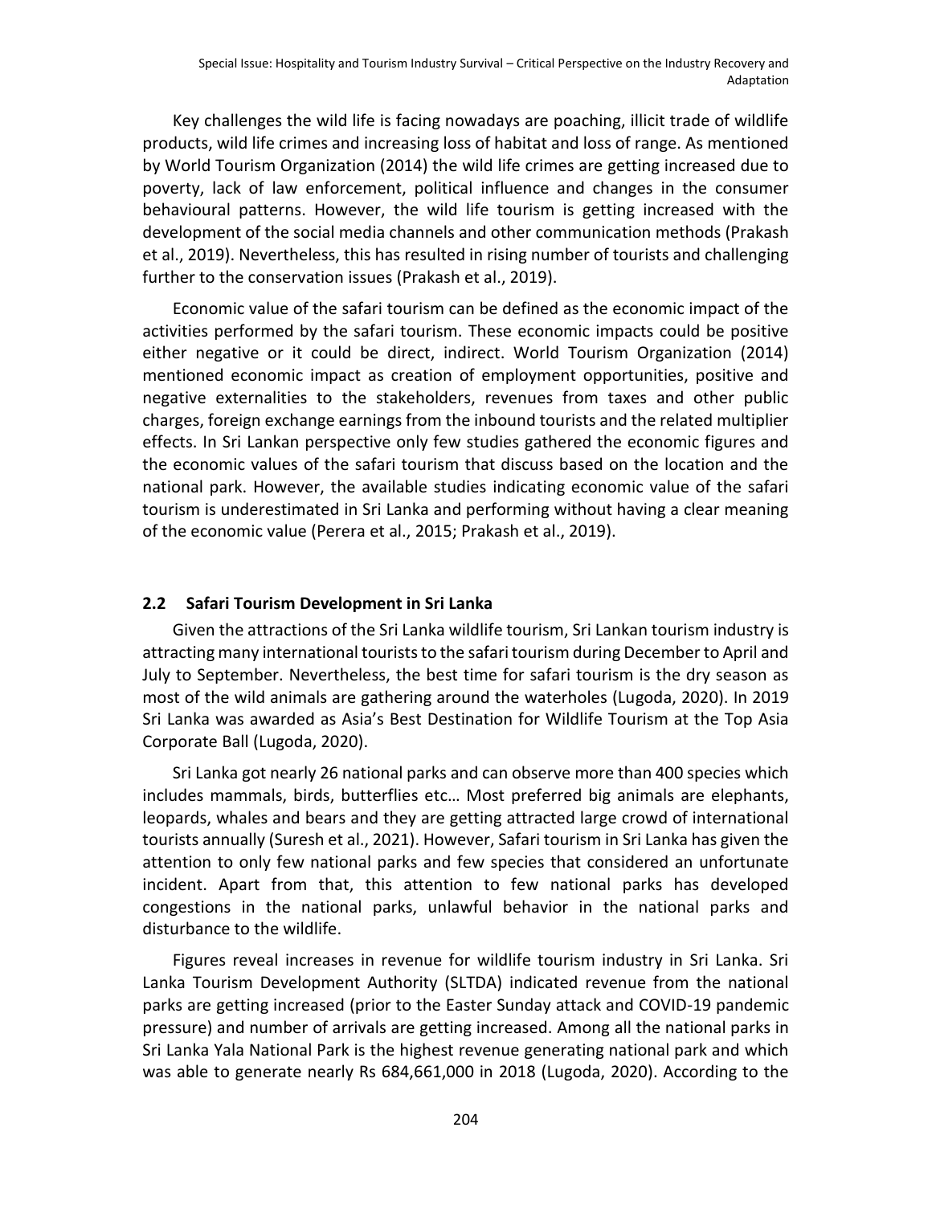Key challenges the wild life is facing nowadays are poaching, illicit trade of wildlife products, wild life crimes and increasing loss of habitat and loss of range. As mentioned by World Tourism Organization (2014) the wild life crimes are getting increased due to poverty, lack of law enforcement, political influence and changes in the consumer behavioural patterns. However, the wild life tourism is getting increased with the development of the social media channels and other communication methods (Prakash et al., 2019). Nevertheless, this has resulted in rising number of tourists and challenging further to the conservation issues (Prakash et al., 2019).

Economic value of the safari tourism can be defined as the economic impact of the activities performed by the safari tourism. These economic impacts could be positive either negative or it could be direct, indirect. World Tourism Organization (2014) mentioned economic impact as creation of employment opportunities, positive and negative externalities to the stakeholders, revenues from taxes and other public charges, foreign exchange earnings from the inbound tourists and the related multiplier effects. In Sri Lankan perspective only few studies gathered the economic figures and the economic values of the safari tourism that discuss based on the location and the national park. However, the available studies indicating economic value of the safari tourism is underestimated in Sri Lanka and performing without having a clear meaning of the economic value (Perera et al., 2015; Prakash et al., 2019).

## 2.2 Safari Tourism Development in Sri Lanka

Given the attractions of the Sri Lanka wildlife tourism, Sri Lankan tourism industry is attracting many international tourists to the safari tourism during December to April and July to September. Nevertheless, the best time for safari tourism is the dry season as most of the wild animals are gathering around the waterholes (Lugoda, 2020). In 2019 Sri Lanka was awarded as Asia's Best Destination for Wildlife Tourism at the Top Asia Corporate Ball (Lugoda, 2020).

Sri Lanka got nearly 26 national parks and can observe more than 400 species which includes mammals, birds, butterflies etc… Most preferred big animals are elephants, leopards, whales and bears and they are getting attracted large crowd of international tourists annually (Suresh et al., 2021). However, Safari tourism in Sri Lanka has given the attention to only few national parks and few species that considered an unfortunate incident. Apart from that, this attention to few national parks has developed congestions in the national parks, unlawful behavior in the national parks and disturbance to the wildlife.

Figures reveal increases in revenue for wildlife tourism industry in Sri Lanka. Sri Lanka Tourism Development Authority (SLTDA) indicated revenue from the national parks are getting increased (prior to the Easter Sunday attack and COVID-19 pandemic pressure) and number of arrivals are getting increased. Among all the national parks in Sri Lanka Yala National Park is the highest revenue generating national park and which was able to generate nearly Rs 684,661,000 in 2018 (Lugoda, 2020). According to the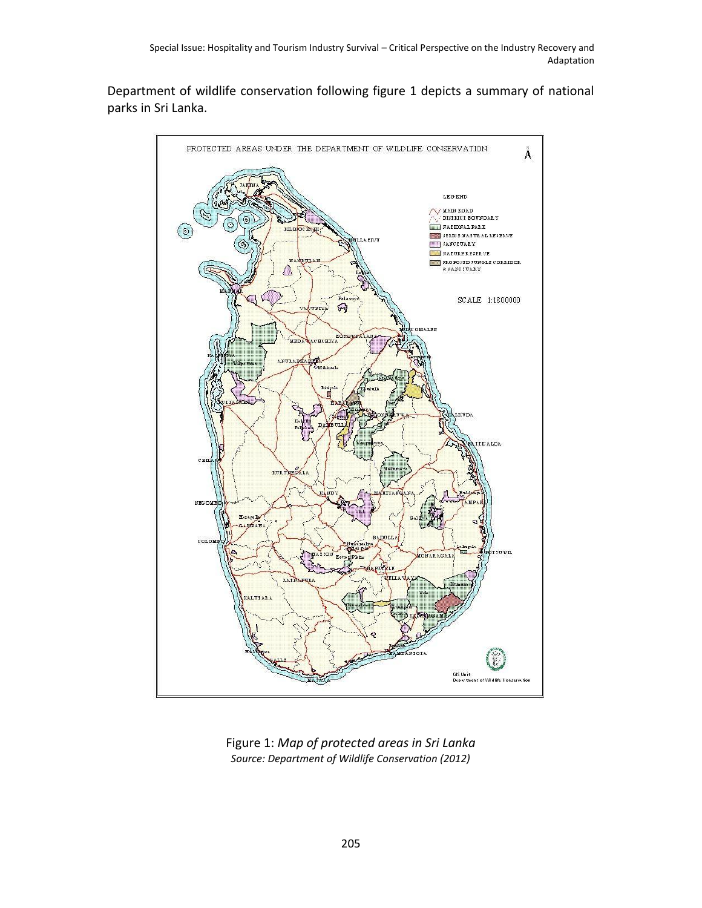Department of wildlife conservation following figure 1 depicts a summary of national parks in Sri Lanka.

Figure 1: *Map of protected areas in Sri Lanka*
*Source: Department of Wildlife Conservation (2012)*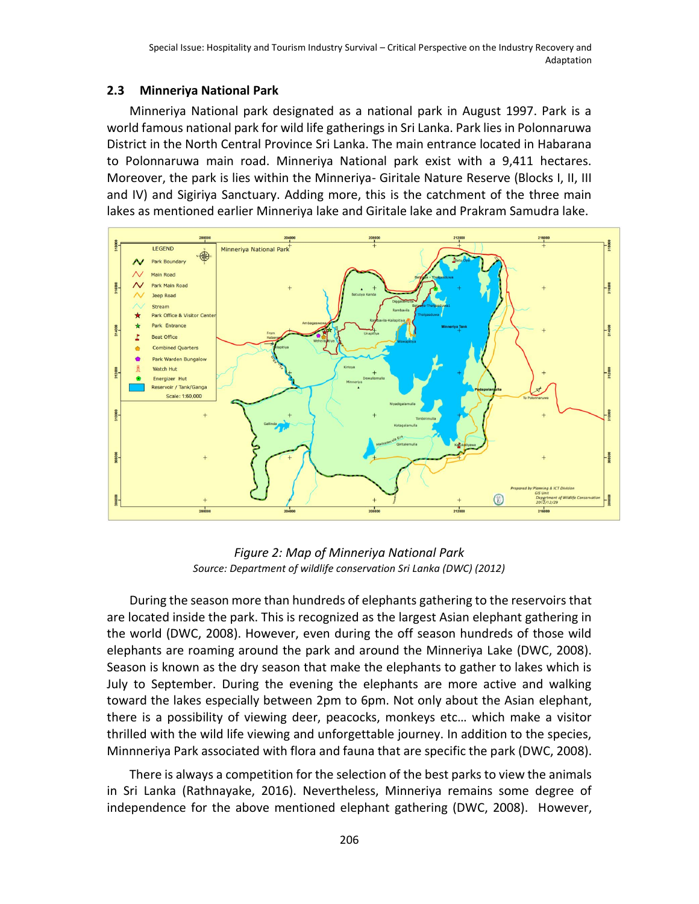## 2.3 Minneriya National Park

Minneriya National park designated as a national park in August 1997. Park is a world famous national park for wild life gatherings in Sri Lanka. Park lies in Polonnaruwa District in the North Central Province Sri Lanka. The main entrance located in Habarana to Polonnaruwa main road. Minneriya National park exist with a 9,411 hectares. Moreover, the park is lies within the Minneriya- Giritale Nature Reserve (Blocks I, II, III and IV) and Sigiriya Sanctuary. Adding more, this is the catchment of the three main lakes as mentioned earlier Minneriya lake and Giritale lake and Prakram Samudra lake.

*Figure 2: Map of Minneriya National Park*

*Source: Department of wildlife conservation Sri Lanka (DWC) (2012)*

During the season more than hundreds of elephants gathering to the reservoirs that are located inside the park. This is recognized as the largest Asian elephant gathering in the world (DWC, 2008). However, even during the off season hundreds of those wild elephants are roaming around the park and around the Minneriya Lake (DWC, 2008). Season is known as the dry season that make the elephants to gather to lakes which is July to September. During the evening the elephants are more active and walking toward the lakes especially between 2pm to 6pm. Not only about the Asian elephant, there is a possibility of viewing deer, peacocks, monkeys etc… which make a visitor thrilled with the wild life viewing and unforgettable journey. In addition to the species, Minnneriya Park associated with flora and fauna that are specific the park (DWC, 2008).

There is always a competition for the selection of the best parks to view the animals in Sri Lanka (Rathnayake, 2016). Nevertheless, Minneriya remains some degree of independence for the above mentioned elephant gathering (DWC, 2008). However,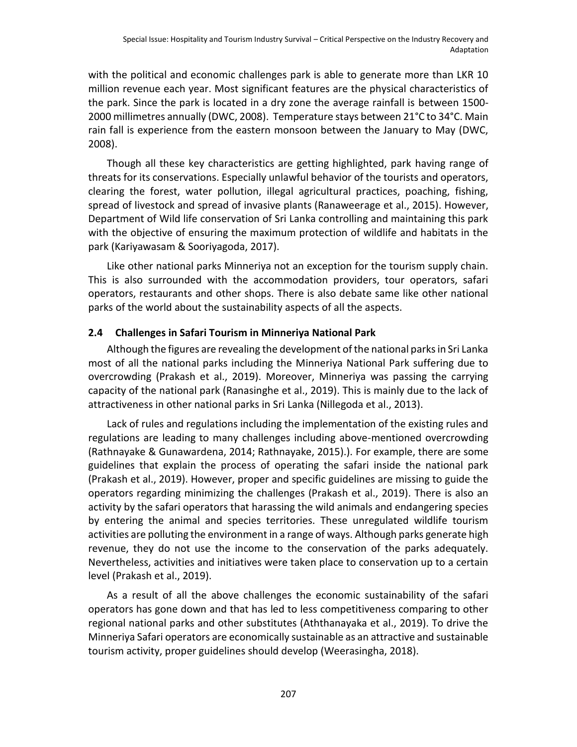with the political and economic challenges park is able to generate more than LKR 10 million revenue each year. Most significant features are the physical characteristics of the park. Since the park is located in a dry zone the average rainfall is between 1500-2000 millimetres annually (DWC, 2008). Temperature stays between 21°C to 34°C. Main rain fall is experience from the eastern monsoon between the January to May (DWC, 2008).

Though all these key characteristics are getting highlighted, park having range of threats for its conservations. Especially unlawful behavior of the tourists and operators, clearing the forest, water pollution, illegal agricultural practices, poaching, fishing, spread of livestock and spread of invasive plants (Ranaweerage et al., 2015). However, Department of Wild life conservation of Sri Lanka controlling and maintaining this park with the objective of ensuring the maximum protection of wildlife and habitats in the park (Kariyawasam & Sooriyagoda, 2017).

Like other national parks Minneriya not an exception for the tourism supply chain. This is also surrounded with the accommodation providers, tour operators, safari operators, restaurants and other shops. There is also debate same like other national parks of the world about the sustainability aspects of all the aspects.

### 2.4 Challenges in Safari Tourism in Minneriya National Park

Although the figures are revealing the development of the national parks in Sri Lanka most of all the national parks including the Minneriya National Park suffering due to overcrowding (Prakash et al., 2019). Moreover, Minneriya was passing the carrying capacity of the national park (Ranasinghe et al., 2019). This is mainly due to the lack of attractiveness in other national parks in Sri Lanka (Nillegoda et al., 2013).

Lack of rules and regulations including the implementation of the existing rules and regulations are leading to many challenges including above-mentioned overcrowding (Rathnayake & Gunawardena, 2014; Rathnayake, 2015).). For example, there are some guidelines that explain the process of operating the safari inside the national park (Prakash et al., 2019). However, proper and specific guidelines are missing to guide the operators regarding minimizing the challenges (Prakash et al., 2019). There is also an activity by the safari operators that harassing the wild animals and endangering species by entering the animal and species territories. These unregulated wildlife tourism activities are polluting the environment in a range of ways. Although parks generate high revenue, they do not use the income to the conservation of the parks adequately. Nevertheless, activities and initiatives were taken place to conservation up to a certain level (Prakash et al., 2019).

As a result of all the above challenges the economic sustainability of the safari operators has gone down and that has led to less competitiveness comparing to other regional national parks and other substitutes (Aththanayaka et al., 2019). To drive the Minneriya Safari operators are economically sustainable as an attractive and sustainable tourism activity, proper guidelines should develop (Weerasingha, 2018).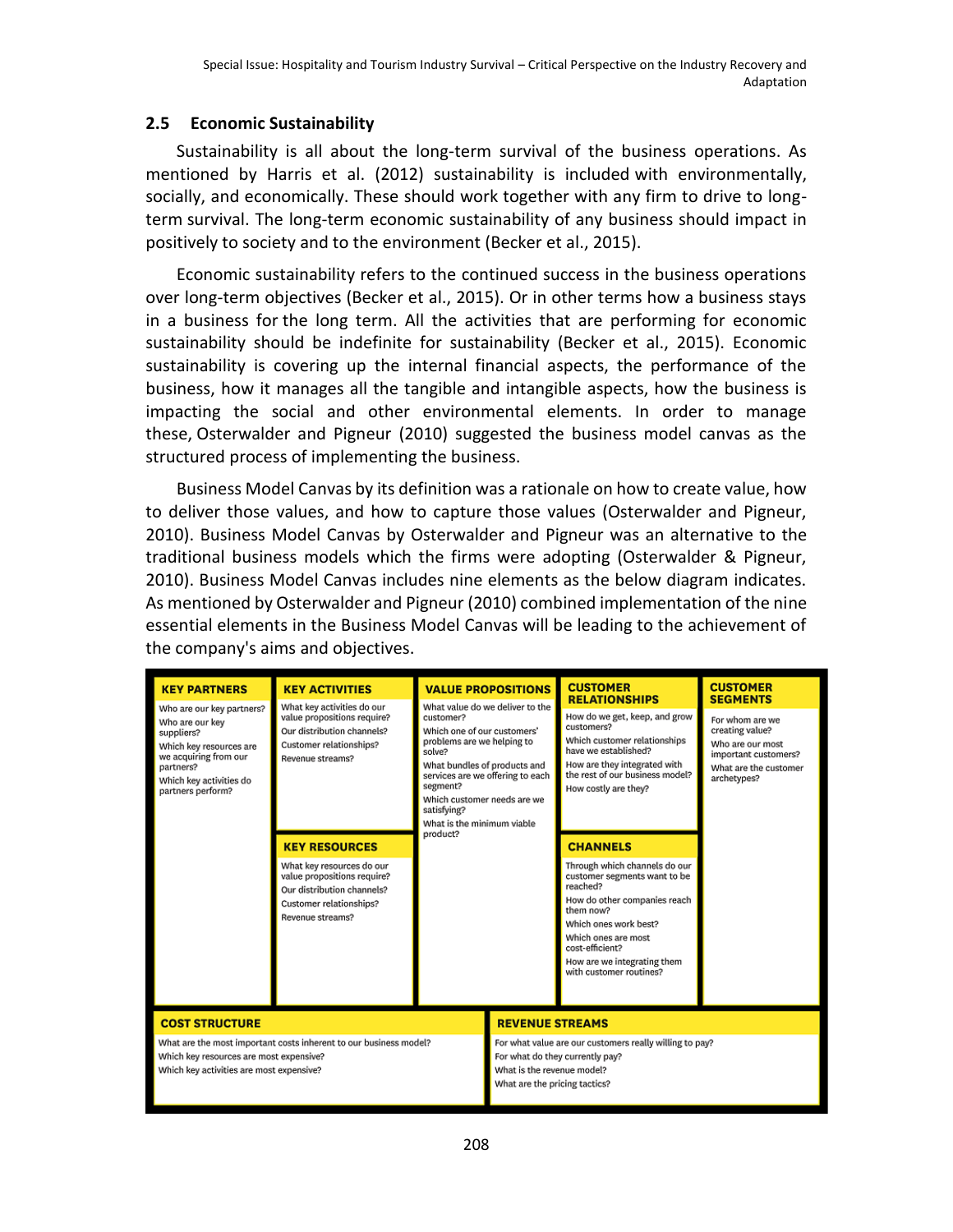## 2.5 Economic Sustainability

Sustainability is all about the long-term survival of the business operations. As mentioned by Harris et al. (2012) sustainability is included with environmentally, socially, and economically. These should work together with any firm to drive to long-term survival. The long-term economic sustainability of any business should impact in positively to society and to the environment (Becker et al., 2015).

Economic sustainability refers to the continued success in the business operations over long-term objectives (Becker et al., 2015). Or in other terms how a business stays in a business for the long term. All the activities that are performing for economic sustainability should be indefinite for sustainability (Becker et al., 2015). Economic sustainability is covering up the internal financial aspects, the performance of the business, how it manages all the tangible and intangible aspects, how the business is impacting the social and other environmental elements. In order to manage these, Osterwalder and Pigneur (2010) suggested the business model canvas as the structured process of implementing the business.

Business Model Canvas by its definition was a rationale on how to create value, how to deliver those values, and how to capture those values (Osterwalder and Pigneur, 2010). Business Model Canvas by Osterwalder and Pigneur was an alternative to the traditional business models which the firms were adopting (Osterwalder & Pigneur, 2010). Business Model Canvas includes nine elements as the below diagram indicates. As mentioned by Osterwalder and Pigneur (2010) combined implementation of the nine essential elements in the Business Model Canvas will be leading to the achievement of the company's aims and objectives.

| KEY PARTNERS | KEY ACTIVITIES | VALUE PROPOSITIONS | CUSTOMER RELATIONSHIPS | CUSTOMER SEGMENTS |
|---|---|---|---|---|
| Who are our key partners? Who are our key suppliers? Which key resources are we acquiring from our partners? Which key activities do partners perform? | What key activities do our value propositions require? Our distribution channels? Customer relationships? Revenue streams? | What value do we deliver to the customer? Which one of our customers' problems are we helping to solve? What bundles of products and services are we offering to each segment? Which customer needs are we satisfying? What is the minimum viable product? | How do we get, keep, and grow customers? Which customer relationships have we established? How are they integrated with the rest of our business model? How costly are they? | For whom are we creating value? Who are our most important customers? What are the customer archetypes? |
| | **KEY RESOURCES** | | **CHANNELS** | |
| | What key resources do our value propositions require? Our distribution channels? Customer relationships? Revenue streams? | | Through which channels do our customer segments want to be reached? How do other companies reach them now? Which ones work best? Which ones are most cost-efficient? How are we integrating them with customer routines? | |

| COST STRUCTURE | REVENUE STREAMS |
|---|---|
| What are the most important costs inherent to our business model? Which key resources are most expensive? Which key activities are most expensive? | For what value are our customers really willing to pay? For what do they currently pay? What is the revenue model? What are the pricing tactics? |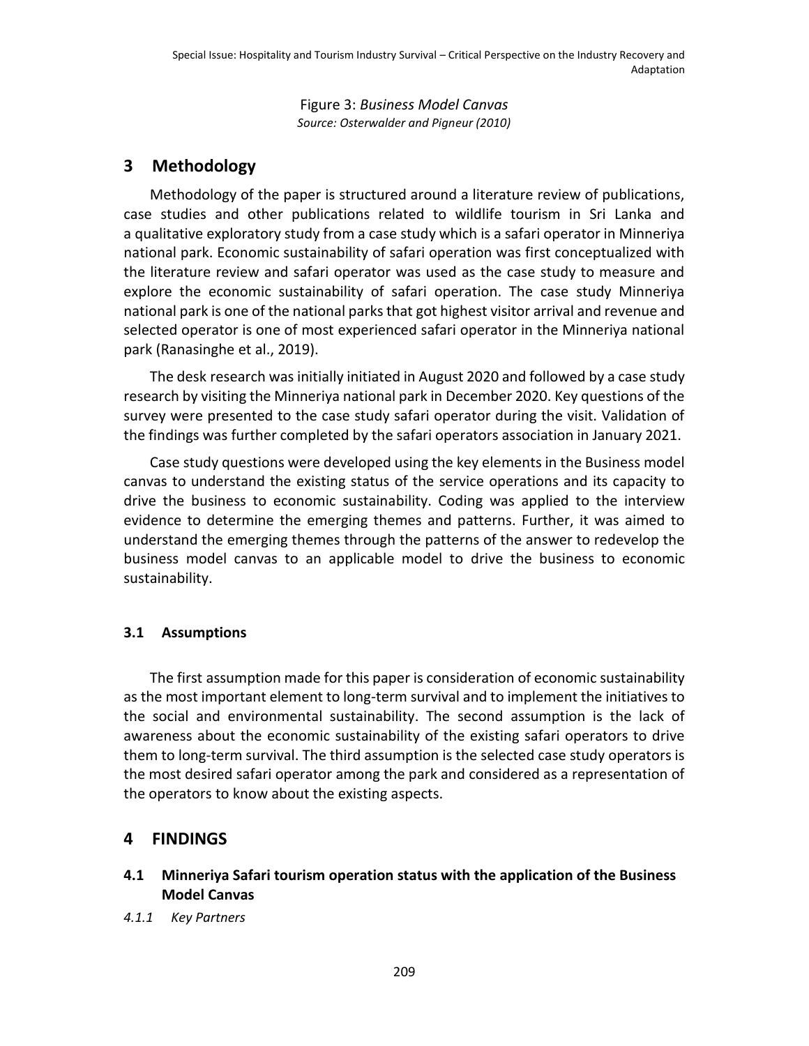Figure 3: *Business Model Canvas*
*Source: Osterwalder and Pigneur (2010)*

## 3 Methodology

Methodology of the paper is structured around a literature review of publications, case studies and other publications related to wildlife tourism in Sri Lanka and a qualitative exploratory study from a case study which is a safari operator in Minneriya national park. Economic sustainability of safari operation was first conceptualized with the literature review and safari operator was used as the case study to measure and explore the economic sustainability of safari operation. The case study Minneriya national park is one of the national parks that got highest visitor arrival and revenue and selected operator is one of most experienced safari operator in the Minneriya national park (Ranasinghe et al., 2019).

The desk research was initially initiated in August 2020 and followed by a case study research by visiting the Minneriya national park in December 2020. Key questions of the survey were presented to the case study safari operator during the visit. Validation of the findings was further completed by the safari operators association in January 2021.

Case study questions were developed using the key elements in the Business model canvas to understand the existing status of the service operations and its capacity to drive the business to economic sustainability. Coding was applied to the interview evidence to determine the emerging themes and patterns. Further, it was aimed to understand the emerging themes through the patterns of the answer to redevelop the business model canvas to an applicable model to drive the business to economic sustainability.

### 3.1 Assumptions

The first assumption made for this paper is consideration of economic sustainability as the most important element to long-term survival and to implement the initiatives to the social and environmental sustainability. The second assumption is the lack of awareness about the economic sustainability of the existing safari operators to drive them to long-term survival. The third assumption is the selected case study operators is the most desired safari operator among the park and considered as a representation of the operators to know about the existing aspects.

## 4 FINDINGS

### 4.1 Minneriya Safari tourism operation status with the application of the Business Model Canvas

#### *4.1.1 Key Partners*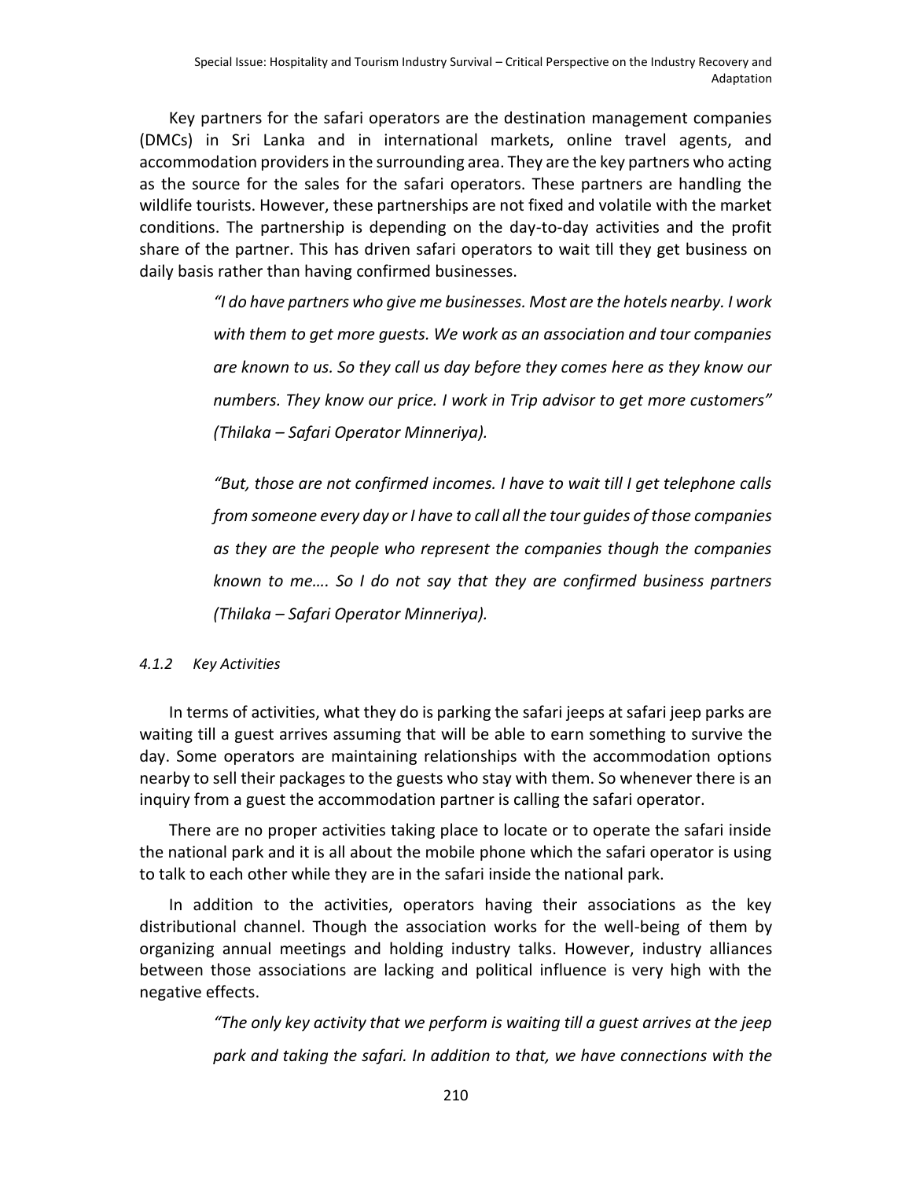Key partners for the safari operators are the destination management companies (DMCs) in Sri Lanka and in international markets, online travel agents, and accommodation providers in the surrounding area. They are the key partners who acting as the source for the sales for the safari operators. These partners are handling the wildlife tourists. However, these partnerships are not fixed and volatile with the market conditions. The partnership is depending on the day-to-day activities and the profit share of the partner. This has driven safari operators to wait till they get business on daily basis rather than having confirmed businesses.

> *"I do have partners who give me businesses. Most are the hotels nearby. I work with them to get more guests. We work as an association and tour companies are known to us. So they call us day before they comes here as they know our numbers. They know our price. I work in Trip advisor to get more customers" (Thilaka – Safari Operator Minneriya).*

> *"But, those are not confirmed incomes. I have to wait till I get telephone calls from someone every day or I have to call all the tour guides of those companies as they are the people who represent the companies though the companies known to me…. So I do not say that they are confirmed business partners (Thilaka – Safari Operator Minneriya).*

#### *4.1.2 Key Activities*

In terms of activities, what they do is parking the safari jeeps at safari jeep parks are waiting till a guest arrives assuming that will be able to earn something to survive the day. Some operators are maintaining relationships with the accommodation options nearby to sell their packages to the guests who stay with them. So whenever there is an inquiry from a guest the accommodation partner is calling the safari operator.

There are no proper activities taking place to locate or to operate the safari inside the national park and it is all about the mobile phone which the safari operator is using to talk to each other while they are in the safari inside the national park.

In addition to the activities, operators having their associations as the key distributional channel. Though the association works for the well-being of them by organizing annual meetings and holding industry talks. However, industry alliances between those associations are lacking and political influence is very high with the negative effects.

> *"The only key activity that we perform is waiting till a guest arrives at the jeep park and taking the safari. In addition to that, we have connections with the*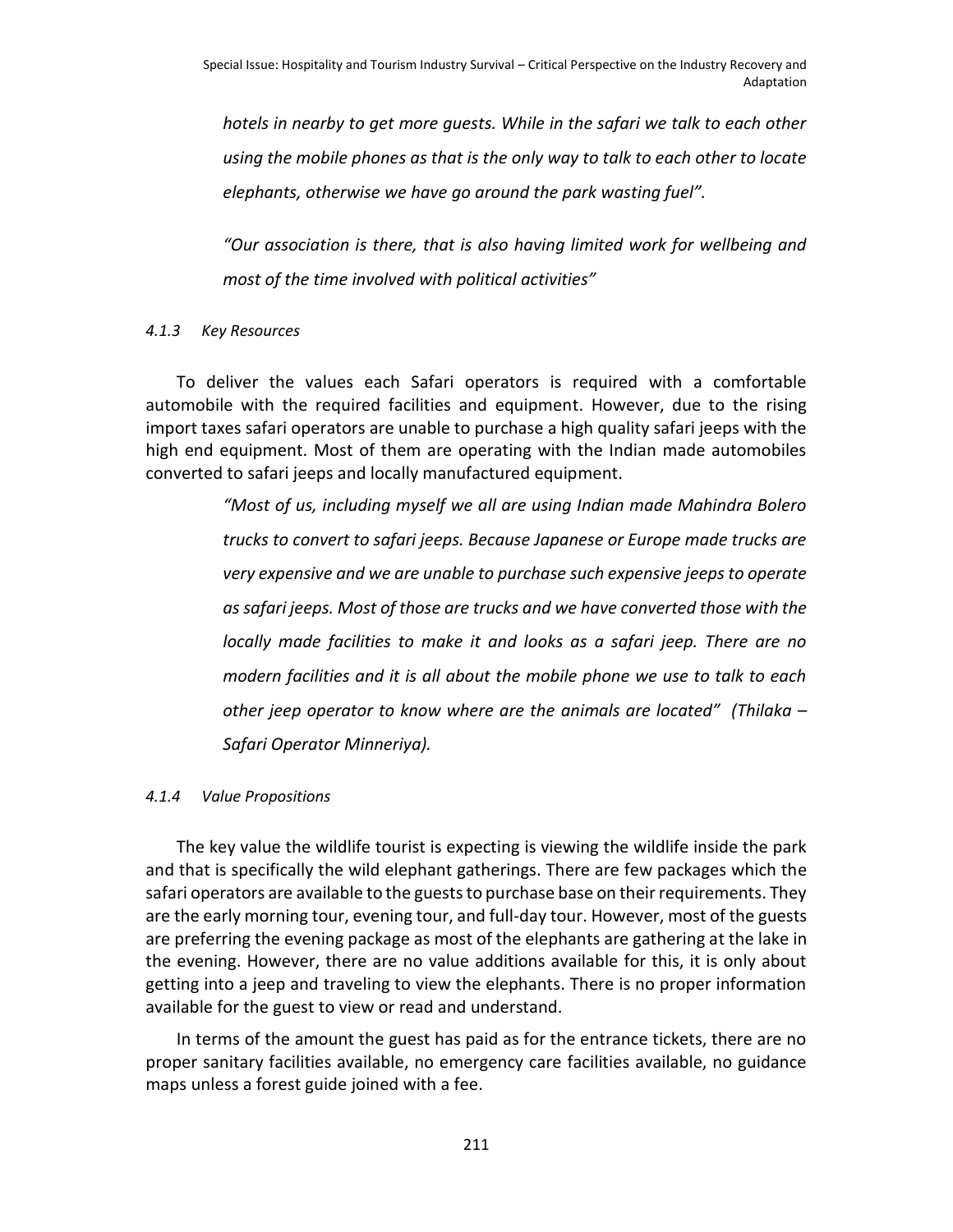*hotels in nearby to get more guests. While in the safari we talk to each other using the mobile phones as that is the only way to talk to each other to locate elephants, otherwise we have go around the park wasting fuel".*

*"Our association is there, that is also having limited work for wellbeing and most of the time involved with political activities"*

#### *4.1.3 Key Resources*

To deliver the values each Safari operators is required with a comfortable automobile with the required facilities and equipment. However, due to the rising import taxes safari operators are unable to purchase a high quality safari jeeps with the high end equipment. Most of them are operating with the Indian made automobiles converted to safari jeeps and locally manufactured equipment.

> *"Most of us, including myself we all are using Indian made Mahindra Bolero trucks to convert to safari jeeps. Because Japanese or Europe made trucks are very expensive and we are unable to purchase such expensive jeeps to operate as safari jeeps. Most of those are trucks and we have converted those with the locally made facilities to make it and looks as a safari jeep. There are no modern facilities and it is all about the mobile phone we use to talk to each other jeep operator to know where are the animals are located" (Thilaka – Safari Operator Minneriya).*

#### *4.1.4 Value Propositions*

The key value the wildlife tourist is expecting is viewing the wildlife inside the park and that is specifically the wild elephant gatherings. There are few packages which the safari operators are available to the guests to purchase base on their requirements. They are the early morning tour, evening tour, and full-day tour. However, most of the guests are preferring the evening package as most of the elephants are gathering at the lake in the evening. However, there are no value additions available for this, it is only about getting into a jeep and traveling to view the elephants. There is no proper information available for the guest to view or read and understand.

In terms of the amount the guest has paid as for the entrance tickets, there are no proper sanitary facilities available, no emergency care facilities available, no guidance maps unless a forest guide joined with a fee.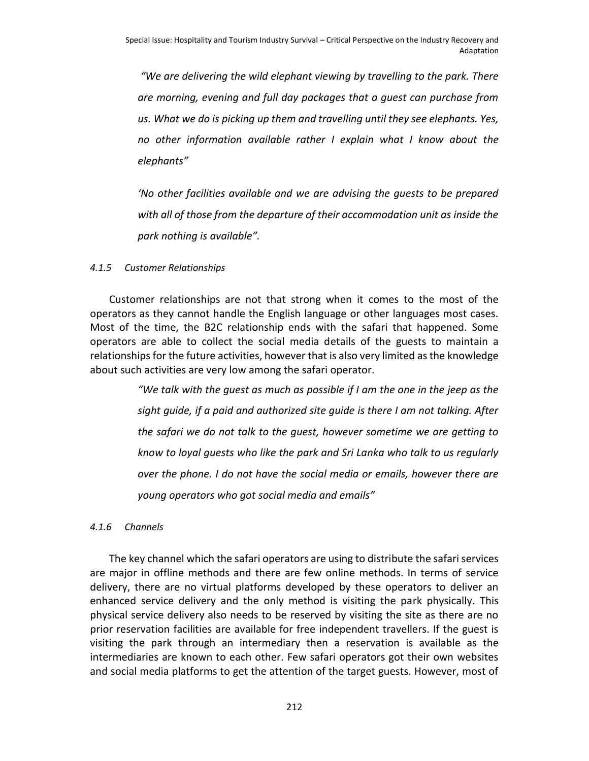*"We are delivering the wild elephant viewing by travelling to the park. There are morning, evening and full day packages that a guest can purchase from us. What we do is picking up them and travelling until they see elephants. Yes, no other information available rather I explain what I know about the elephants"*

*'No other facilities available and we are advising the guests to be prepared with all of those from the departure of their accommodation unit as inside the park nothing is available".*

#### *4.1.5 Customer Relationships*

Customer relationships are not that strong when it comes to the most of the operators as they cannot handle the English language or other languages most cases. Most of the time, the B2C relationship ends with the safari that happened. Some operators are able to collect the social media details of the guests to maintain a relationships for the future activities, however that is also very limited as the knowledge about such activities are very low among the safari operator.

*"We talk with the guest as much as possible if I am the one in the jeep as the sight guide, if a paid and authorized site guide is there I am not talking. After the safari we do not talk to the guest, however sometime we are getting to know to loyal guests who like the park and Sri Lanka who talk to us regularly over the phone. I do not have the social media or emails, however there are young operators who got social media and emails"*

#### *4.1.6 Channels*

The key channel which the safari operators are using to distribute the safari services are major in offline methods and there are few online methods. In terms of service delivery, there are no virtual platforms developed by these operators to deliver an enhanced service delivery and the only method is visiting the park physically. This physical service delivery also needs to be reserved by visiting the site as there are no prior reservation facilities are available for free independent travellers. If the guest is visiting the park through an intermediary then a reservation is available as the intermediaries are known to each other. Few safari operators got their own websites and social media platforms to get the attention of the target guests. However, most of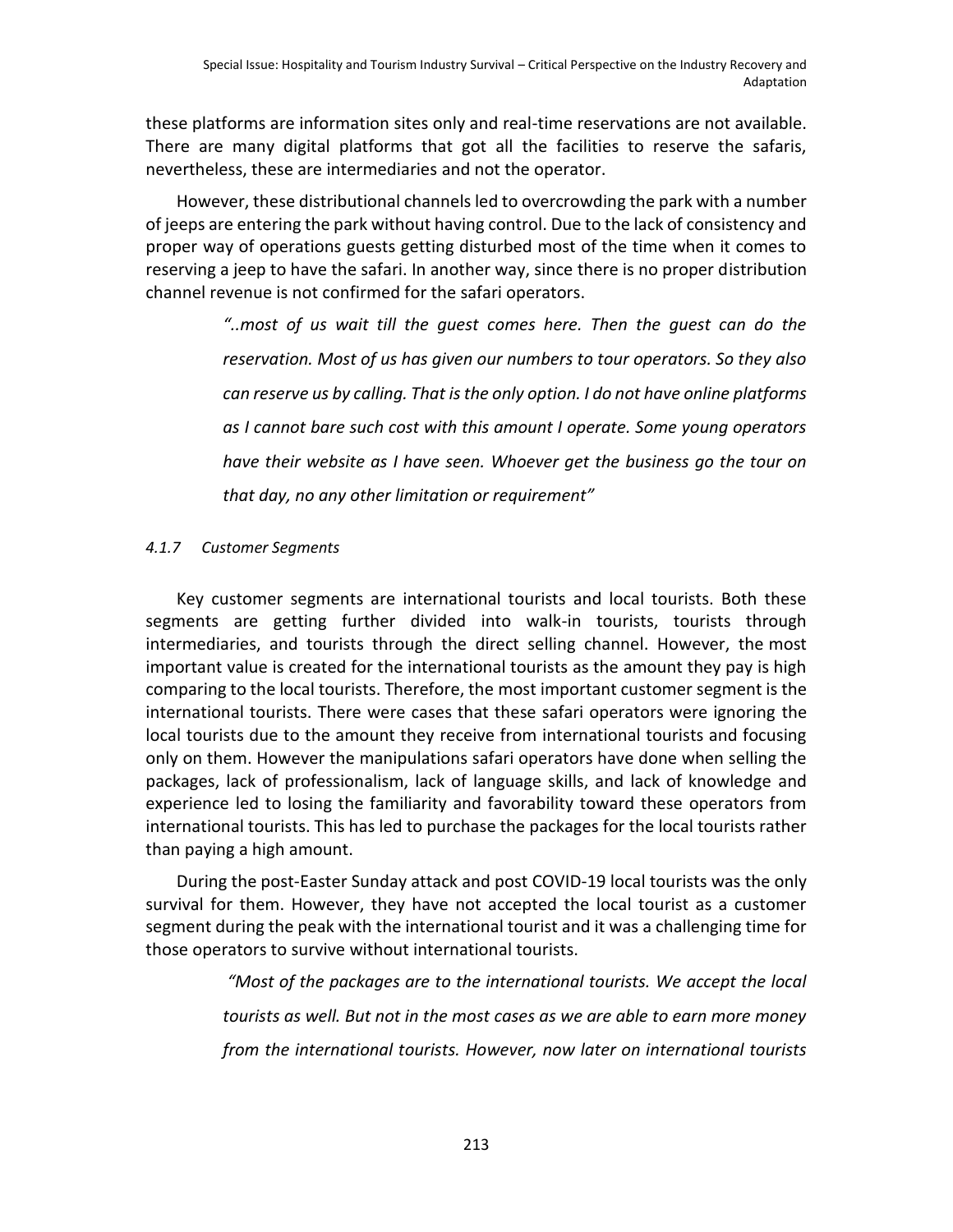these platforms are information sites only and real-time reservations are not available. There are many digital platforms that got all the facilities to reserve the safaris, nevertheless, these are intermediaries and not the operator.

However, these distributional channels led to overcrowding the park with a number of jeeps are entering the park without having control. Due to the lack of consistency and proper way of operations guests getting disturbed most of the time when it comes to reserving a jeep to have the safari. In another way, since there is no proper distribution channel revenue is not confirmed for the safari operators.

> *"..most of us wait till the guest comes here. Then the guest can do the reservation. Most of us has given our numbers to tour operators. So they also can reserve us by calling. That is the only option. I do not have online platforms as I cannot bare such cost with this amount I operate. Some young operators have their website as I have seen. Whoever get the business go the tour on that day, no any other limitation or requirement"*

#### *4.1.7 Customer Segments*

Key customer segments are international tourists and local tourists. Both these segments are getting further divided into walk-in tourists, tourists through intermediaries, and tourists through the direct selling channel. However, the most important value is created for the international tourists as the amount they pay is high comparing to the local tourists. Therefore, the most important customer segment is the international tourists. There were cases that these safari operators were ignoring the local tourists due to the amount they receive from international tourists and focusing only on them. However the manipulations safari operators have done when selling the packages, lack of professionalism, lack of language skills, and lack of knowledge and experience led to losing the familiarity and favorability toward these operators from international tourists. This has led to purchase the packages for the local tourists rather than paying a high amount.

During the post-Easter Sunday attack and post COVID-19 local tourists was the only survival for them. However, they have not accepted the local tourist as a customer segment during the peak with the international tourist and it was a challenging time for those operators to survive without international tourists.

> *"Most of the packages are to the international tourists. We accept the local tourists as well. But not in the most cases as we are able to earn more money from the international tourists. However, now later on international tourists*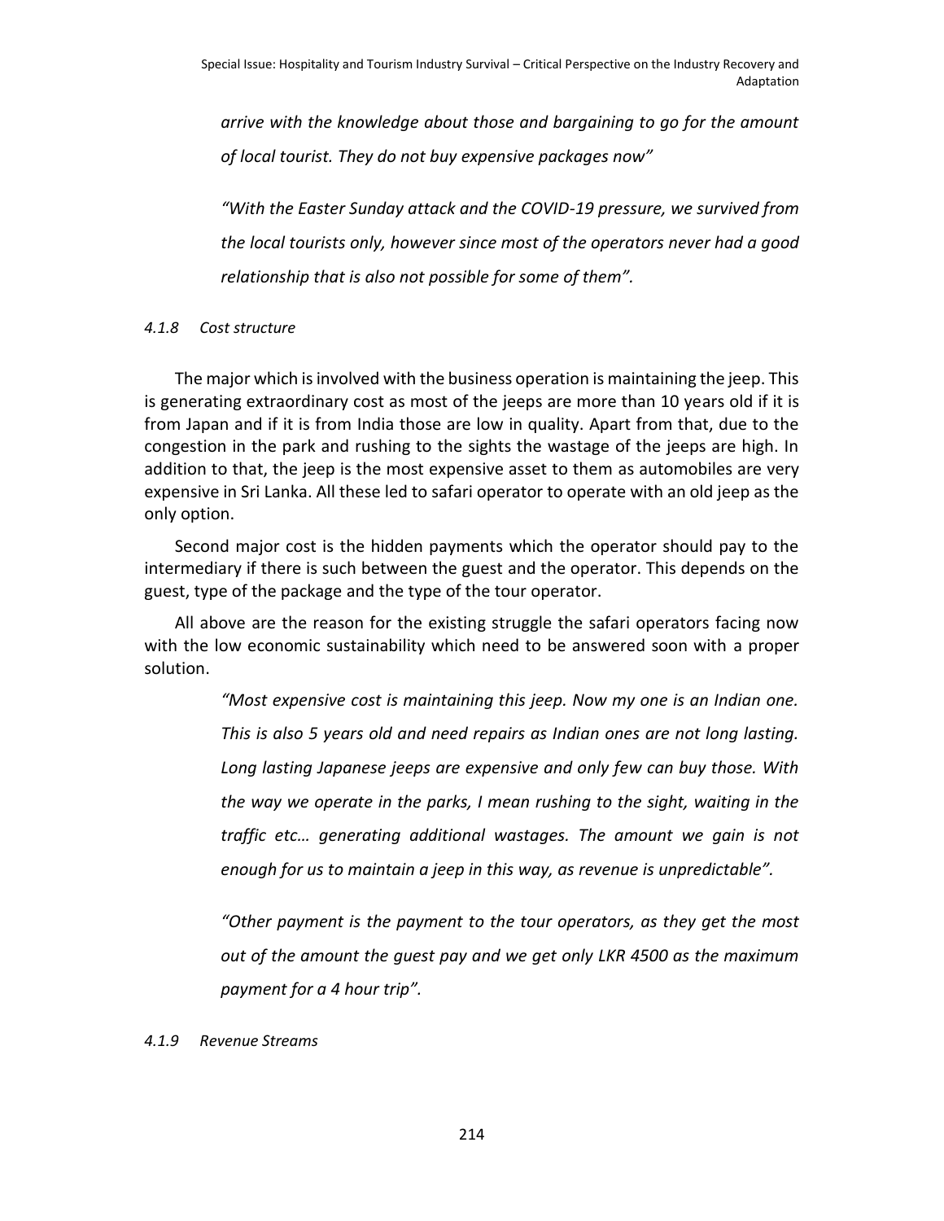*arrive with the knowledge about those and bargaining to go for the amount of local tourist. They do not buy expensive packages now"*

*"With the Easter Sunday attack and the COVID-19 pressure, we survived from the local tourists only, however since most of the operators never had a good relationship that is also not possible for some of them".*

#### *4.1.8 Cost structure*

The major which is involved with the business operation is maintaining the jeep. This is generating extraordinary cost as most of the jeeps are more than 10 years old if it is from Japan and if it is from India those are low in quality. Apart from that, due to the congestion in the park and rushing to the sights the wastage of the jeeps are high. In addition to that, the jeep is the most expensive asset to them as automobiles are very expensive in Sri Lanka. All these led to safari operator to operate with an old jeep as the only option.

Second major cost is the hidden payments which the operator should pay to the intermediary if there is such between the guest and the operator. This depends on the guest, type of the package and the type of the tour operator.

All above are the reason for the existing struggle the safari operators facing now with the low economic sustainability which need to be answered soon with a proper solution.

*"Most expensive cost is maintaining this jeep. Now my one is an Indian one. This is also 5 years old and need repairs as Indian ones are not long lasting. Long lasting Japanese jeeps are expensive and only few can buy those. With the way we operate in the parks, I mean rushing to the sight, waiting in the traffic etc… generating additional wastages. The amount we gain is not enough for us to maintain a jeep in this way, as revenue is unpredictable".*

*"Other payment is the payment to the tour operators, as they get the most out of the amount the guest pay and we get only LKR 4500 as the maximum payment for a 4 hour trip".*

#### *4.1.9 Revenue Streams*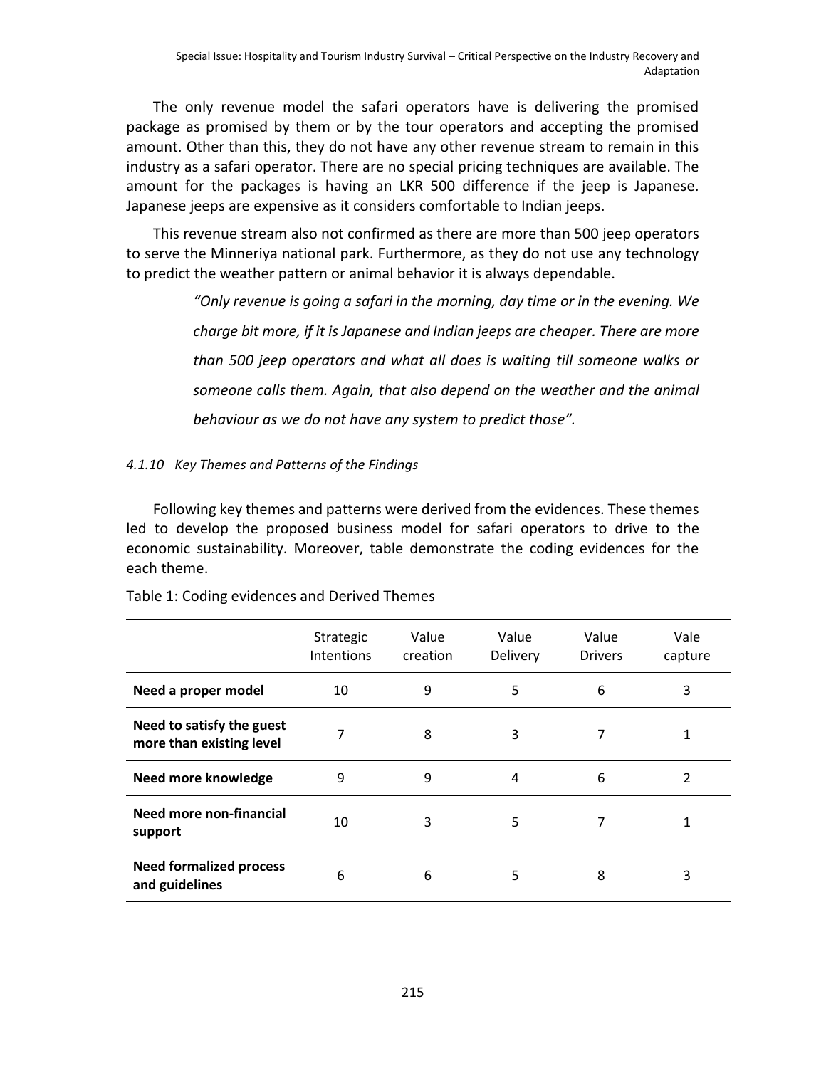The only revenue model the safari operators have is delivering the promised package as promised by them or by the tour operators and accepting the promised amount. Other than this, they do not have any other revenue stream to remain in this industry as a safari operator. There are no special pricing techniques are available. The amount for the packages is having an LKR 500 difference if the jeep is Japanese. Japanese jeeps are expensive as it considers comfortable to Indian jeeps.

This revenue stream also not confirmed as there are more than 500 jeep operators to serve the Minneriya national park. Furthermore, as they do not use any technology to predict the weather pattern or animal behavior it is always dependable.

> *"Only revenue is going a safari in the morning, day time or in the evening. We charge bit more, if it is Japanese and Indian jeeps are cheaper. There are more than 500 jeep operators and what all does is waiting till someone walks or someone calls them. Again, that also depend on the weather and the animal behaviour as we do not have any system to predict those".*

#### *4.1.10 Key Themes and Patterns of the Findings*

Following key themes and patterns were derived from the evidences. These themes led to develop the proposed business model for safari operators to drive to the economic sustainability. Moreover, table demonstrate the coding evidences for the each theme.

Table 1: Coding evidences and Derived Themes

| | Strategic Intentions | Value creation | Value Delivery | Value Drivers | Vale capture |
|---|---|---|---|---|---|
| **Need a proper model** | 10 | 9 | 5 | 6 | 3 |
| **Need to satisfy the guest more than existing level** | 7 | 8 | 3 | 7 | 1 |
| **Need more knowledge** | 9 | 9 | 4 | 6 | 2 |
| **Need more non-financial support** | 10 | 3 | 5 | 7 | 1 |
| **Need formalized process and guidelines** | 6 | 6 | 5 | 8 | 3 |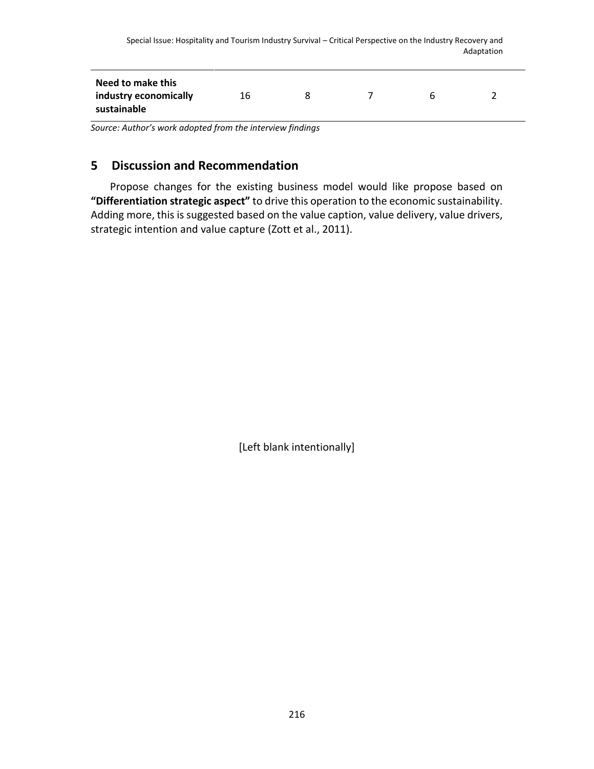| Need to make this industry economically sustainable | 16 | 8 | 7 | 6 | 2 |
|---|---|---|---|---|---|

*Source: Author's work adopted from the interview findings*

## 5 Discussion and Recommendation

Propose changes for the existing business model would like propose based on **"Differentiation strategic aspect"** to drive this operation to the economic sustainability. Adding more, this is suggested based on the value caption, value delivery, value drivers, strategic intention and value capture (Zott et al., 2011).

[Left blank intentionally]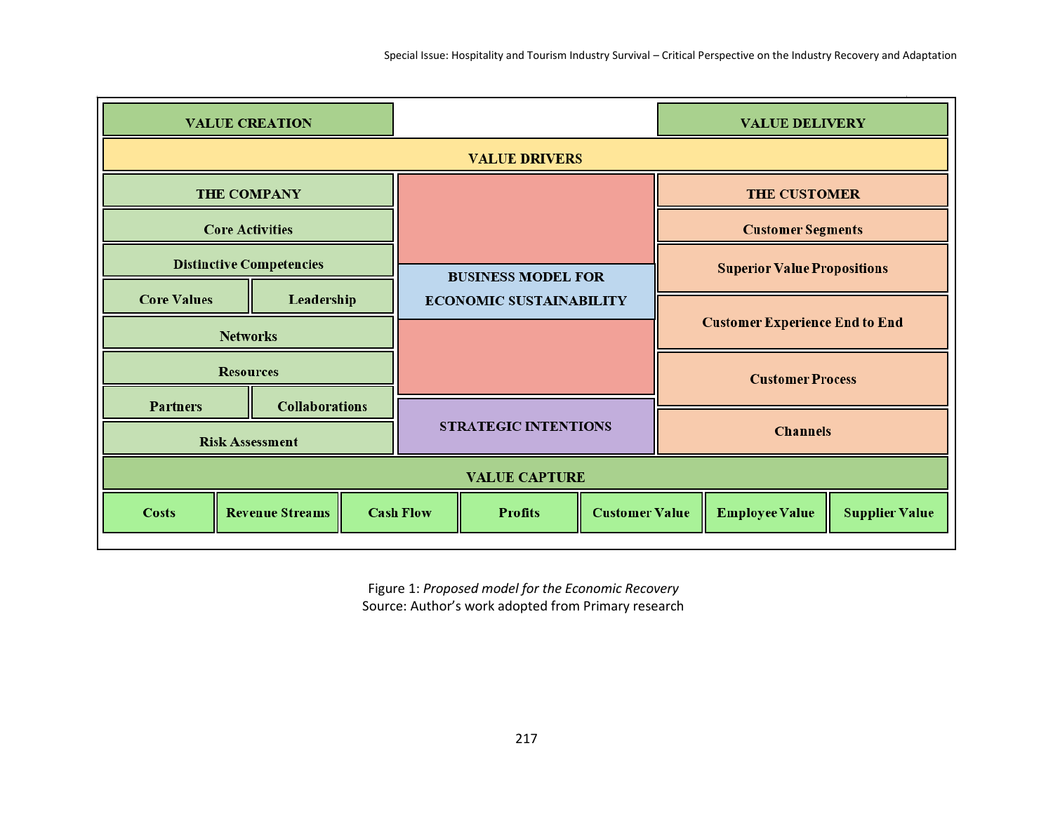| VALUE CREATION | | VALUE DELIVERY |
|---|---|---|
| VALUE DRIVERS | | |
| THE COMPANY | BUSINESS MODEL FOR ECONOMIC SUSTAINABILITY | THE CUSTOMER |
| Core Activities | | Customer Segments |
| Distinctive Competencies | | Superior Value Propositions |
| Core Values / Leadership | | Customer Experience End to End |
| Networks | | Customer Process |
| Resources | | |
| Partners / Collaborations | STRATEGIC INTENTIONS | Channels |
| Risk Assessment | | |
| VALUE CAPTURE | | |
| Costs / Revenue Streams / Cash Flow | Profits / Customer Value | Employee Value / Supplier Value |

Figure 1: *Proposed model for the Economic Recovery*
Source: Author's work adopted from Primary research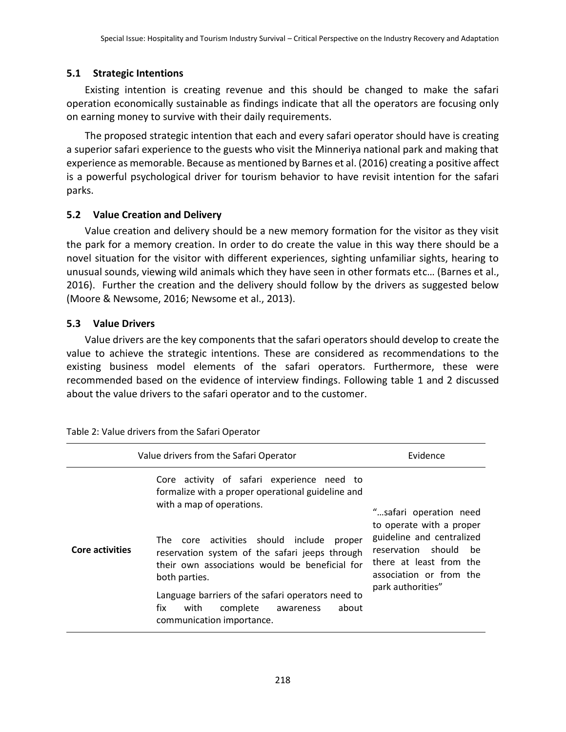### 5.1 Strategic Intentions

Existing intention is creating revenue and this should be changed to make the safari operation economically sustainable as findings indicate that all the operators are focusing only on earning money to survive with their daily requirements.

The proposed strategic intention that each and every safari operator should have is creating a superior safari experience to the guests who visit the Minneriya national park and making that experience as memorable. Because as mentioned by Barnes et al. (2016) creating a positive affect is a powerful psychological driver for tourism behavior to have revisit intention for the safari parks.

### 5.2 Value Creation and Delivery

Value creation and delivery should be a new memory formation for the visitor as they visit the park for a memory creation. In order to do create the value in this way there should be a novel situation for the visitor with different experiences, sighting unfamiliar sights, hearing to unusual sounds, viewing wild animals which they have seen in other formats etc… (Barnes et al., 2016). Further the creation and the delivery should follow by the drivers as suggested below (Moore & Newsome, 2016; Newsome et al., 2013).

### 5.3 Value Drivers

Value drivers are the key components that the safari operators should develop to create the value to achieve the strategic intentions. These are considered as recommendations to the existing business model elements of the safari operators. Furthermore, these were recommended based on the evidence of interview findings. Following table 1 and 2 discussed about the value drivers to the safari operator and to the customer.

Table 2: Value drivers from the Safari Operator

| Value drivers from the Safari Operator | | Evidence |
|---|---|---|
| **Core activities** | Core activity of safari experience need to formalize with a proper operational guideline and with a map of operations.<br><br>The core activities should include proper reservation system of the safari jeeps through their own associations would be beneficial for both parties.<br><br>Language barriers of the safari operators need to fix with complete awareness about communication importance. | "…safari operation need to operate with a proper guideline and centralized reservation should be there at least from the association or from the park authorities" |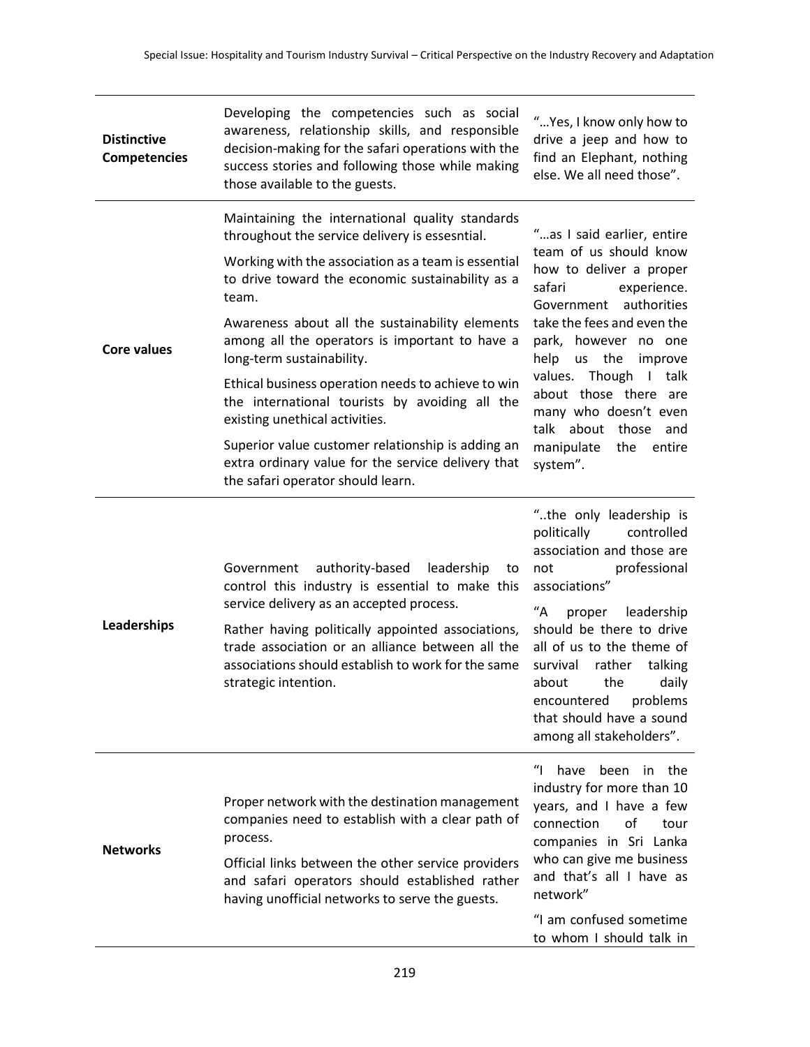| | | |
|---|---|---|
| **Distinctive Competencies** | Developing the competencies such as social awareness, relationship skills, and responsible decision-making for the safari operations with the success stories and following those while making those available to the guests. | "…Yes, I know only how to drive a jeep and how to find an Elephant, nothing else. We all need those". |
| **Core values** | Maintaining the international quality standards throughout the service delivery is essesntial.<br><br>Working with the association as a team is essential to drive toward the economic sustainability as a team.<br><br>Awareness about all the sustainability elements among all the operators is important to have a long-term sustainability.<br><br>Ethical business operation needs to achieve to win the international tourists by avoiding all the existing unethical activities.<br><br>Superior value customer relationship is adding an extra ordinary value for the service delivery that the safari operator should learn. | "…as I said earlier, entire team of us should know how to deliver a proper safari experience. Government authorities take the fees and even the park, however no one help us the improve values. Though I talk about those there are many who doesn't even talk about those and manipulate the entire system". |
| **Leaderships** | Government authority-based leadership to control this industry is essential to make this service delivery as an accepted process.<br><br>Rather having politically appointed associations, trade association or an alliance between all the associations should establish to work for the same strategic intention. | "..the only leadership is politically controlled association and those are not professional associations"<br><br>"A proper leadership should be there to drive all of us to the theme of survival rather talking about the daily encountered problems that should have a sound among all stakeholders". |
| **Networks** | Proper network with the destination management companies need to establish with a clear path of process.<br><br>Official links between the other service providers and safari operators should established rather having unofficial networks to serve the guests. | "I have been in the industry for more than 10 years, and I have a few connection of tour companies in Sri Lanka who can give me business and that's all I have as network"<br><br>"I am confused sometime to whom I should talk in |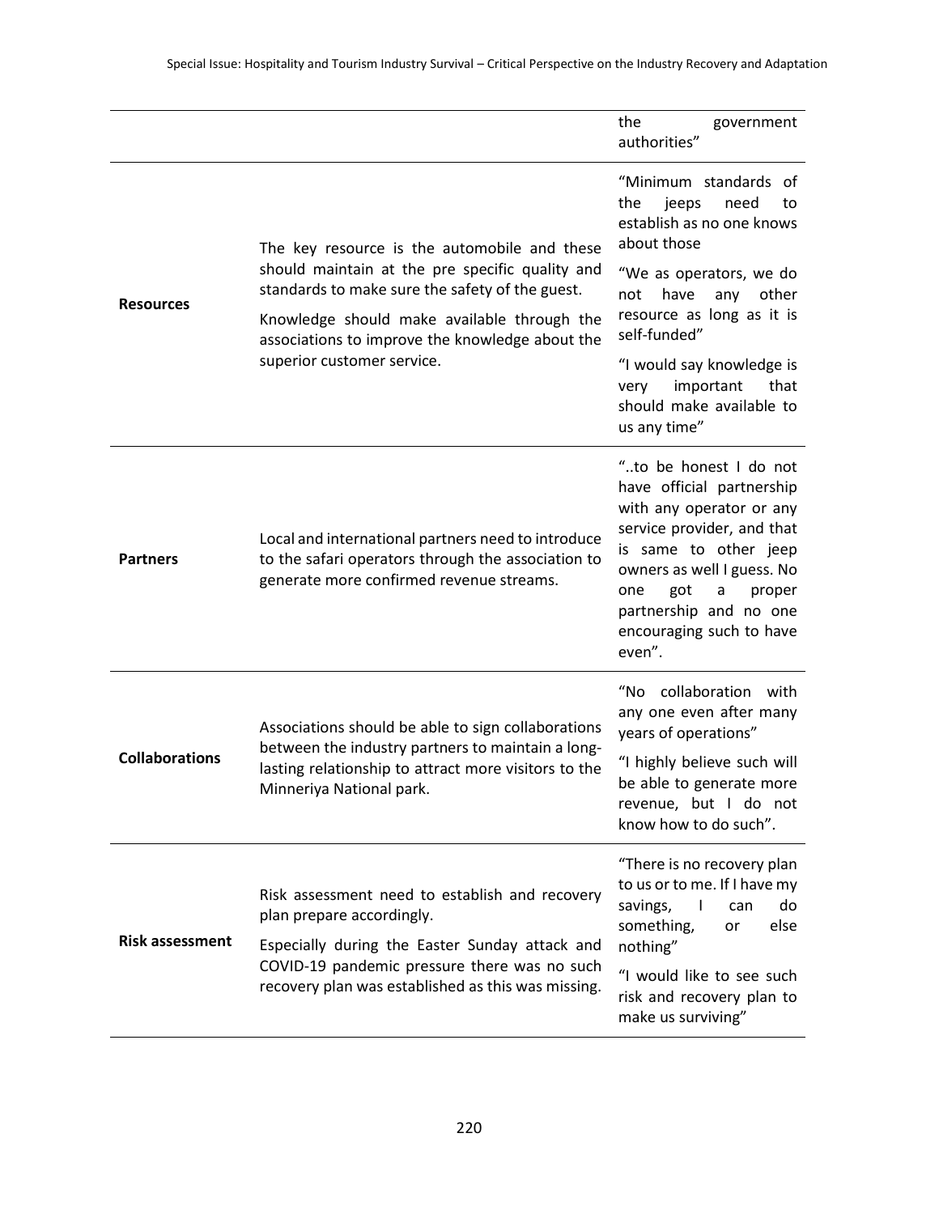| | | |
|---|---|---|
| | | the government authorities" |
| **Resources** | The key resource is the automobile and these should maintain at the pre specific quality and standards to make sure the safety of the guest. Knowledge should make available through the associations to improve the knowledge about the superior customer service. | "Minimum standards of the jeeps need to establish as no one knows about those "We as operators, we do not have any other resource as long as it is self-funded" "I would say knowledge is very important that should make available to us any time" |
| **Partners** | Local and international partners need to introduce to the safari operators through the association to generate more confirmed revenue streams. | "..to be honest I do not have official partnership with any operator or any service provider, and that is same to other jeep owners as well I guess. No one got a proper partnership and no one encouraging such to have even". |
| **Collaborations** | Associations should be able to sign collaborations between the industry partners to maintain a long-lasting relationship to attract more visitors to the Minneriya National park. | "No collaboration with any one even after many years of operations" "I highly believe such will be able to generate more revenue, but I do not know how to do such". |
| **Risk assessment** | Risk assessment need to establish and recovery plan prepare accordingly. Especially during the Easter Sunday attack and COVID-19 pandemic pressure there was no such recovery plan was established as this was missing. | "There is no recovery plan to us or to me. If I have my savings, I can do something, or else nothing" "I would like to see such risk and recovery plan to make us surviving" |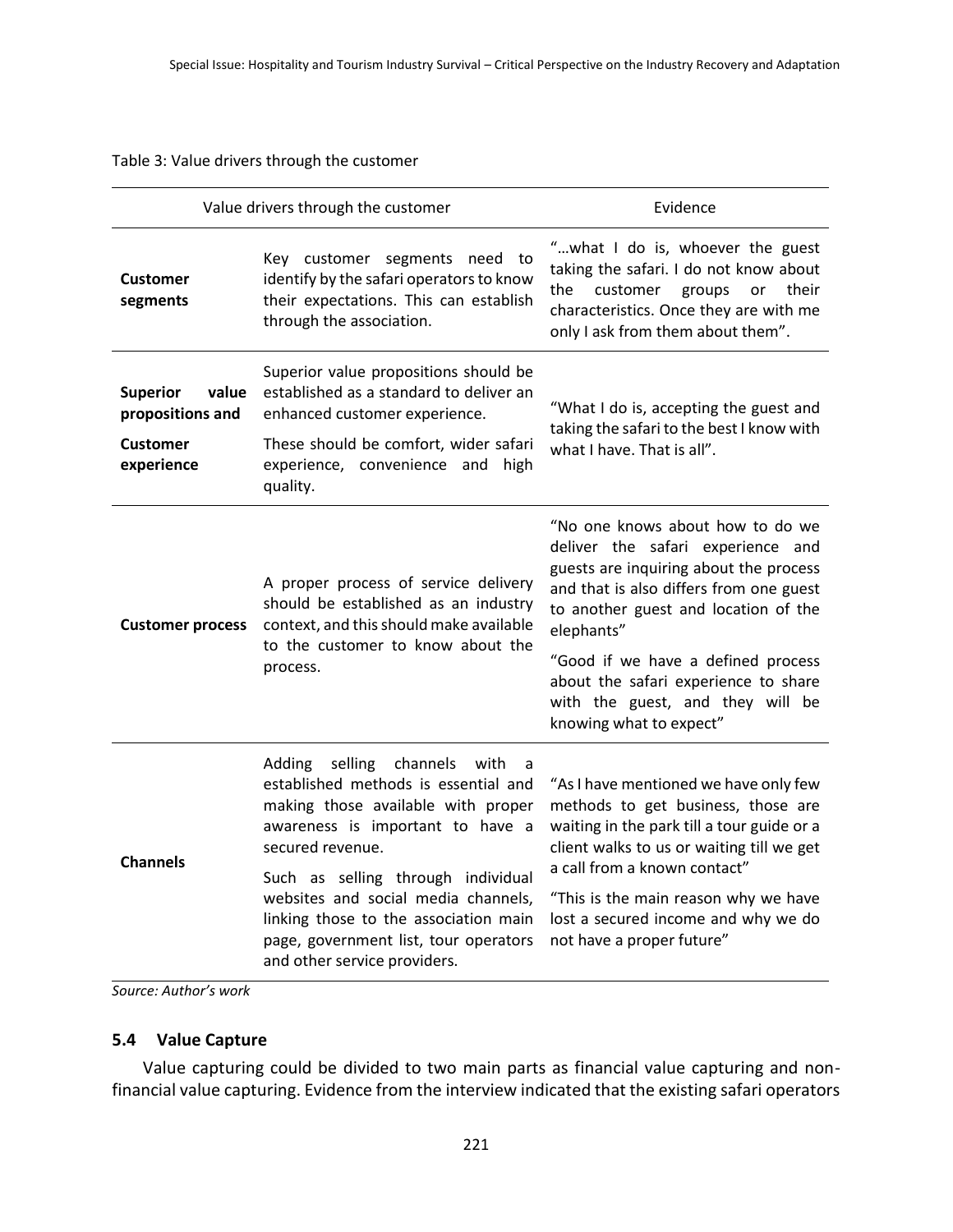Table 3: Value drivers through the customer

| Value drivers through the customer | | Evidence |
|---|---|---|
| **Customer segments** | Key customer segments need to identify by the safari operators to know their expectations. This can establish through the association. | "…what I do is, whoever the guest taking the safari. I do not know about the customer groups or their characteristics. Once they are with me only I ask from them about them". |
| **Superior value propositions and Customer experience** | Superior value propositions should be established as a standard to deliver an enhanced customer experience. These should be comfort, wider safari experience, convenience and high quality. | "What I do is, accepting the guest and taking the safari to the best I know with what I have. That is all". |
| **Customer process** | A proper process of service delivery should be established as an industry context, and this should make available to the customer to know about the process. | "No one knows about how to do we deliver the safari experience and guests are inquiring about the process and that is also differs from one guest to another guest and location of the elephants" "Good if we have a defined process about the safari experience to share with the guest, and they will be knowing what to expect" |
| **Channels** | Adding selling channels with a established methods is essential and making those available with proper awareness is important to have a secured revenue. Such as selling through individual websites and social media channels, linking those to the association main page, government list, tour operators and other service providers. | "As I have mentioned we have only few methods to get business, those are waiting in the park till a tour guide or a client walks to us or waiting till we get a call from a known contact" "This is the main reason why we have lost a secured income and why we do not have a proper future" |

*Source: Author's work*

### 5.4 Value Capture

Value capturing could be divided to two main parts as financial value capturing and non-financial value capturing. Evidence from the interview indicated that the existing safari operators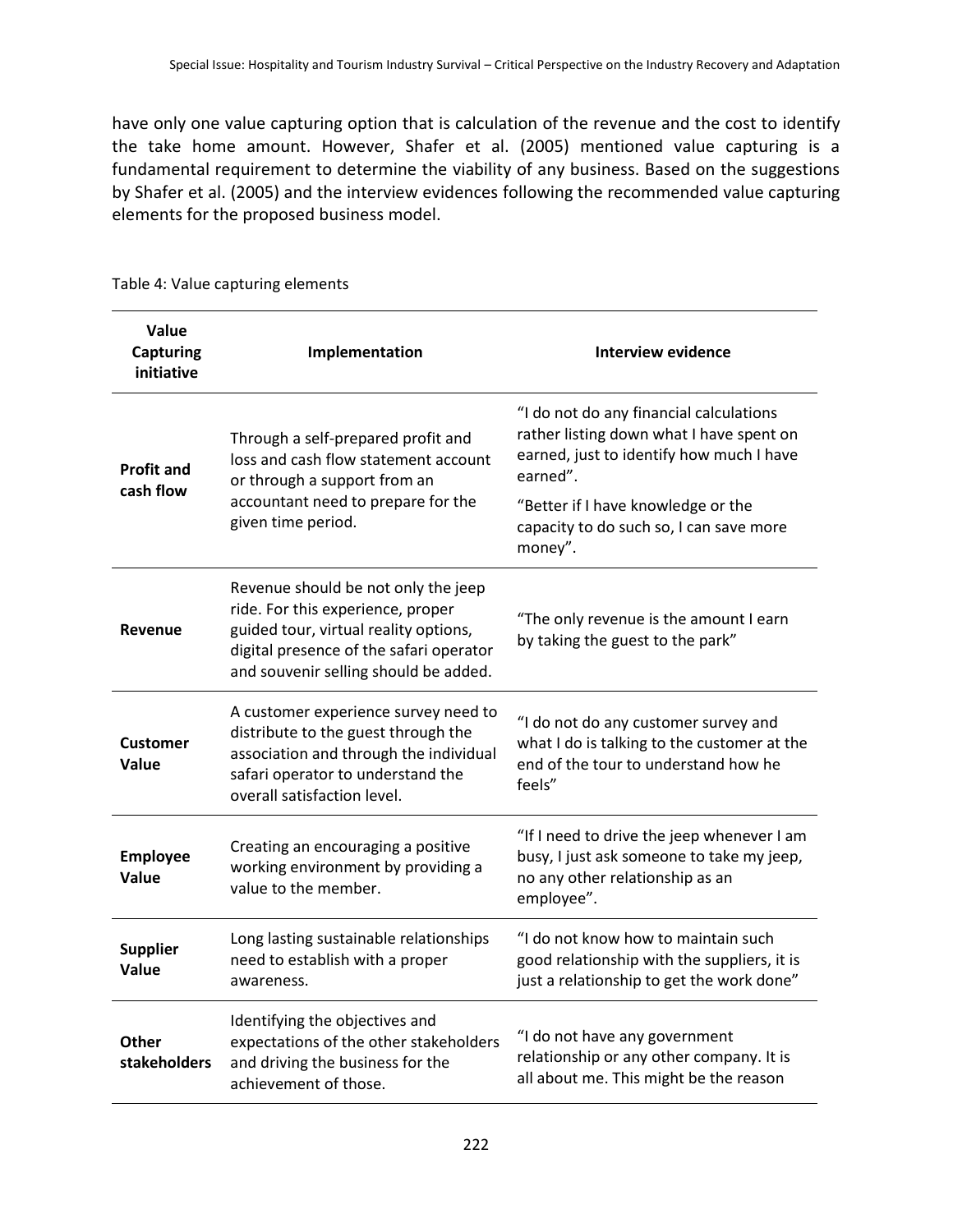have only one value capturing option that is calculation of the revenue and the cost to identify the take home amount. However, Shafer et al. (2005) mentioned value capturing is a fundamental requirement to determine the viability of any business. Based on the suggestions by Shafer et al. (2005) and the interview evidences following the recommended value capturing elements for the proposed business model.

Table 4: Value capturing elements

| Value Capturing initiative | Implementation | Interview evidence |
|---|---|---|
| **Profit and cash flow** | Through a self-prepared profit and loss and cash flow statement account or through a support from an accountant need to prepare for the given time period. | "I do not do any financial calculations rather listing down what I have spent on earned, just to identify how much I have earned". "Better if I have knowledge or the capacity to do such so, I can save more money". |
| **Revenue** | Revenue should be not only the jeep ride. For this experience, proper guided tour, virtual reality options, digital presence of the safari operator and souvenir selling should be added. | "The only revenue is the amount I earn by taking the guest to the park" |
| **Customer Value** | A customer experience survey need to distribute to the guest through the association and through the individual safari operator to understand the overall satisfaction level. | "I do not do any customer survey and what I do is talking to the customer at the end of the tour to understand how he feels" |
| **Employee Value** | Creating an encouraging a positive working environment by providing a value to the member. | "If I need to drive the jeep whenever I am busy, I just ask someone to take my jeep, no any other relationship as an employee". |
| **Supplier Value** | Long lasting sustainable relationships need to establish with a proper awareness. | "I do not know how to maintain such good relationship with the suppliers, it is just a relationship to get the work done" |
| **Other stakeholders** | Identifying the objectives and expectations of the other stakeholders and driving the business for the achievement of those. | "I do not have any government relationship or any other company. It is all about me. This might be the reason |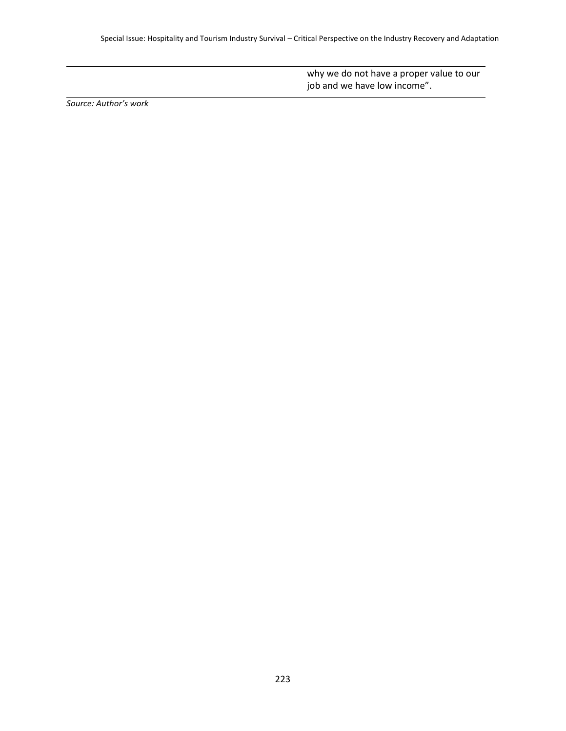| | |
|---|---|
| | why we do not have a proper value to our job and we have low income". |

*Source: Author's work*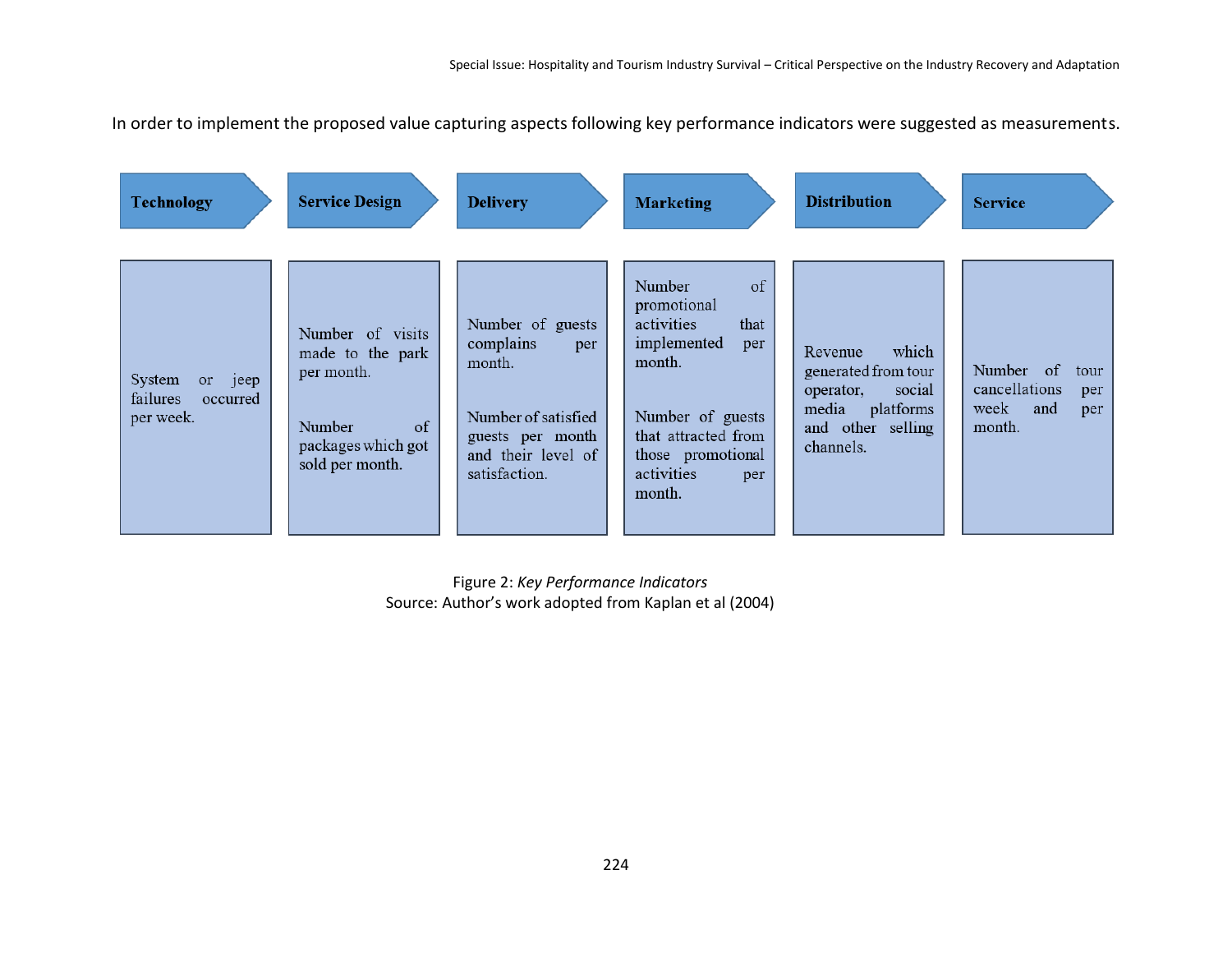In order to implement the proposed value capturing aspects following key performance indicators were suggested as measurements.

| Technology | Service Design | Delivery | Marketing | Distribution | Service |
|---|---|---|---|---|---|
| System or jeep failures occurred per week. | Number of visits made to the park per month.<br><br>Number of packages which got sold per month. | Number of guests complains per month.<br><br>Number of satisfied guests per month and their level of satisfaction. | Number of promotional activities that implemented per month.<br><br>Number of guests that attracted from those promotional activities per month. | Revenue which generated from tour operator, social media platforms and other selling channels. | Number of tour cancellations per week and per month. |

Figure 2: *Key Performance Indicators*
Source: Author's work adopted from Kaplan et al (2004)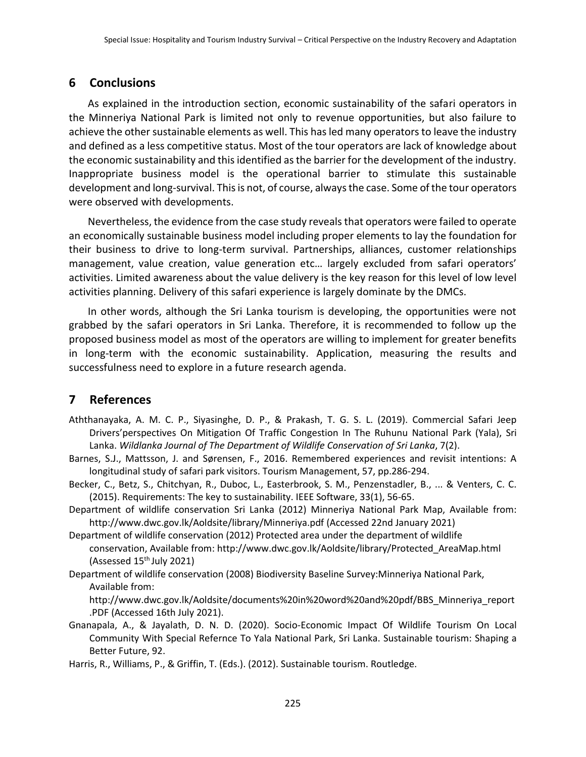## 6 Conclusions

As explained in the introduction section, economic sustainability of the safari operators in the Minneriya National Park is limited not only to revenue opportunities, but also failure to achieve the other sustainable elements as well. This has led many operators to leave the industry and defined as a less competitive status. Most of the tour operators are lack of knowledge about the economic sustainability and this identified as the barrier for the development of the industry. Inappropriate business model is the operational barrier to stimulate this sustainable development and long-survival. This is not, of course, always the case. Some of the tour operators were observed with developments.

Nevertheless, the evidence from the case study reveals that operators were failed to operate an economically sustainable business model including proper elements to lay the foundation for their business to drive to long-term survival. Partnerships, alliances, customer relationships management, value creation, value generation etc… largely excluded from safari operators' activities. Limited awareness about the value delivery is the key reason for this level of low level activities planning. Delivery of this safari experience is largely dominate by the DMCs.

In other words, although the Sri Lanka tourism is developing, the opportunities were not grabbed by the safari operators in Sri Lanka. Therefore, it is recommended to follow up the proposed business model as most of the operators are willing to implement for greater benefits in long-term with the economic sustainability. Application, measuring the results and successfulness need to explore in a future research agenda.

## 7 References

Aththanayaka, A. M. C. P., Siyasinghe, D. P., & Prakash, T. G. S. L. (2019). Commercial Safari Jeep Drivers'perspectives On Mitigation Of Traffic Congestion In The Ruhunu National Park (Yala), Sri Lanka. *Wildlanka Journal of The Department of Wildlife Conservation of Sri Lanka*, 7(2).

Barnes, S.J., Mattsson, J. and Sørensen, F., 2016. Remembered experiences and revisit intentions: A longitudinal study of safari park visitors. Tourism Management, 57, pp.286-294.

Becker, C., Betz, S., Chitchyan, R., Duboc, L., Easterbrook, S. M., Penzenstadler, B., ... & Venters, C. C. (2015). Requirements: The key to sustainability. IEEE Software, 33(1), 56-65.

Department of wildlife conservation Sri Lanka (2012) Minneriya National Park Map, Available from: http://www.dwc.gov.lk/Aoldsite/library/Minneriya.pdf (Accessed 22nd January 2021)

Department of wildlife conservation (2012) Protected area under the department of wildlife conservation, Available from: http://www.dwc.gov.lk/Aoldsite/library/Protected_AreaMap.html (Assessed 15th July 2021)

Department of wildlife conservation (2008) Biodiversity Baseline Survey:Minneriya National Park, Available from: http://www.dwc.gov.lk/Aoldsite/documents%20in%20word%20and%20pdf/BBS_Minneriya_report.PDF (Accessed 16th July 2021).

Gnanapala, A., & Jayalath, D. N. D. (2020). Socio-Economic Impact Of Wildlife Tourism On Local Community With Special Refernce To Yala National Park, Sri Lanka. Sustainable tourism: Shaping a Better Future, 92.

Harris, R., Williams, P., & Griffin, T. (Eds.). (2012). Sustainable tourism. Routledge.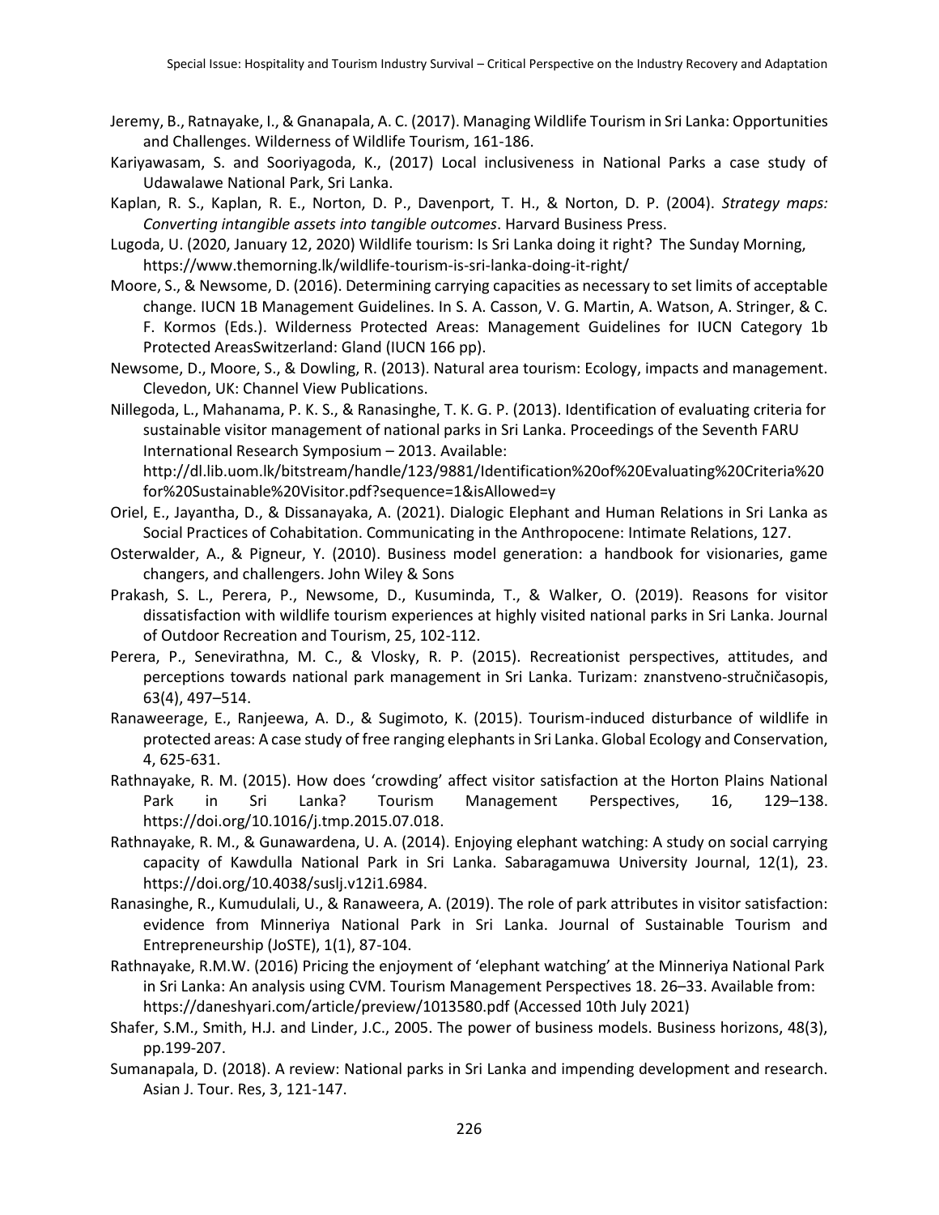Jeremy, B., Ratnayake, I., & Gnanapala, A. C. (2017). Managing Wildlife Tourism in Sri Lanka: Opportunities and Challenges. Wilderness of Wildlife Tourism, 161-186.

Kariyawasam, S. and Sooriyagoda, K., (2017) Local inclusiveness in National Parks a case study of Udawalawe National Park, Sri Lanka.

Kaplan, R. S., Kaplan, R. E., Norton, D. P., Davenport, T. H., & Norton, D. P. (2004). *Strategy maps: Converting intangible assets into tangible outcomes*. Harvard Business Press.

Lugoda, U. (2020, January 12, 2020) Wildlife tourism: Is Sri Lanka doing it right? The Sunday Morning, https://www.themorning.lk/wildlife-tourism-is-sri-lanka-doing-it-right/

Moore, S., & Newsome, D. (2016). Determining carrying capacities as necessary to set limits of acceptable change. IUCN 1B Management Guidelines. In S. A. Casson, V. G. Martin, A. Watson, A. Stringer, & C. F. Kormos (Eds.). Wilderness Protected Areas: Management Guidelines for IUCN Category 1b Protected AreasSwitzerland: Gland (IUCN 166 pp).

Newsome, D., Moore, S., & Dowling, R. (2013). Natural area tourism: Ecology, impacts and management. Clevedon, UK: Channel View Publications.

Nillegoda, L., Mahanama, P. K. S., & Ranasinghe, T. K. G. P. (2013). Identification of evaluating criteria for sustainable visitor management of national parks in Sri Lanka. Proceedings of the Seventh FARU International Research Symposium – 2013. Available: http://dl.lib.uom.lk/bitstream/handle/123/9881/Identification%20of%20Evaluating%20Criteria%20for%20Sustainable%20Visitor.pdf?sequence=1&isAllowed=y

Oriel, E., Jayantha, D., & Dissanayaka, A. (2021). Dialogic Elephant and Human Relations in Sri Lanka as Social Practices of Cohabitation. Communicating in the Anthropocene: Intimate Relations, 127.

Osterwalder, A., & Pigneur, Y. (2010). Business model generation: a handbook for visionaries, game changers, and challengers. John Wiley & Sons

Prakash, S. L., Perera, P., Newsome, D., Kusuminda, T., & Walker, O. (2019). Reasons for visitor dissatisfaction with wildlife tourism experiences at highly visited national parks in Sri Lanka. Journal of Outdoor Recreation and Tourism, 25, 102-112.

Perera, P., Senevirathna, M. C., & Vlosky, R. P. (2015). Recreationist perspectives, attitudes, and perceptions towards national park management in Sri Lanka. Turizam: znanstveno-stručničasopis, 63(4), 497–514.

Ranaweerage, E., Ranjeewa, A. D., & Sugimoto, K. (2015). Tourism-induced disturbance of wildlife in protected areas: A case study of free ranging elephants in Sri Lanka. Global Ecology and Conservation, 4, 625-631.

Rathnayake, R. M. (2015). How does 'crowding' affect visitor satisfaction at the Horton Plains National Park in Sri Lanka? Tourism Management Perspectives, 16, 129–138. https://doi.org/10.1016/j.tmp.2015.07.018.

Rathnayake, R. M., & Gunawardena, U. A. (2014). Enjoying elephant watching: A study on social carrying capacity of Kawdulla National Park in Sri Lanka. Sabaragamuwa University Journal, 12(1), 23. https://doi.org/10.4038/suslj.v12i1.6984.

Ranasinghe, R., Kumudulali, U., & Ranaweera, A. (2019). The role of park attributes in visitor satisfaction: evidence from Minneriya National Park in Sri Lanka. Journal of Sustainable Tourism and Entrepreneurship (JoSTE), 1(1), 87-104.

Rathnayake, R.M.W. (2016) Pricing the enjoyment of 'elephant watching' at the Minneriya National Park in Sri Lanka: An analysis using CVM. Tourism Management Perspectives 18. 26–33. Available from: https://daneshyari.com/article/preview/1013580.pdf (Accessed 10th July 2021)

Shafer, S.M., Smith, H.J. and Linder, J.C., 2005. The power of business models. Business horizons, 48(3), pp.199-207.

Sumanapala, D. (2018). A review: National parks in Sri Lanka and impending development and research. Asian J. Tour. Res, 3, 121-147.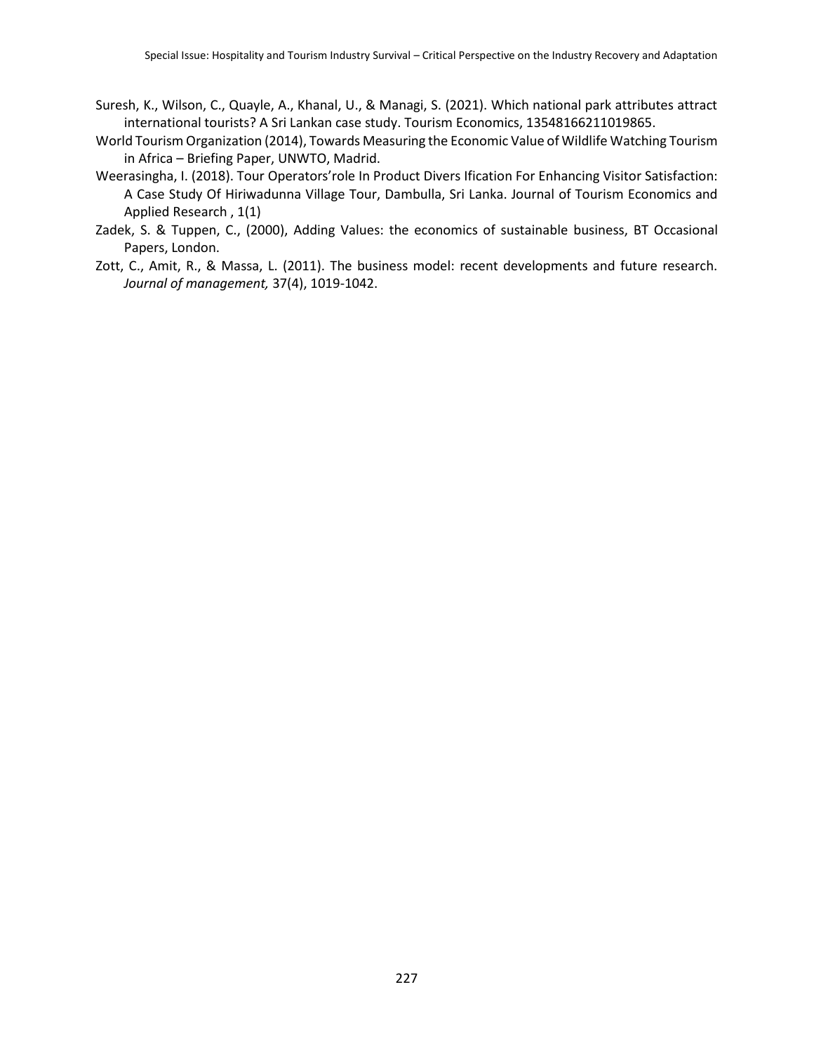Suresh, K., Wilson, C., Quayle, A., Khanal, U., & Managi, S. (2021). Which national park attributes attract international tourists? A Sri Lankan case study. Tourism Economics, 13548166211019865.

World Tourism Organization (2014), Towards Measuring the Economic Value of Wildlife Watching Tourism in Africa – Briefing Paper, UNWTO, Madrid.

Weerasingha, I. (2018). Tour Operators'role In Product Divers Ification For Enhancing Visitor Satisfaction: A Case Study Of Hiriwadunna Village Tour, Dambulla, Sri Lanka. Journal of Tourism Economics and Applied Research , 1(1)

Zadek, S. & Tuppen, C., (2000), Adding Values: the economics of sustainable business, BT Occasional Papers, London.

Zott, C., Amit, R., & Massa, L. (2011). The business model: recent developments and future research. *Journal of management,* 37(4), 1019-1042.